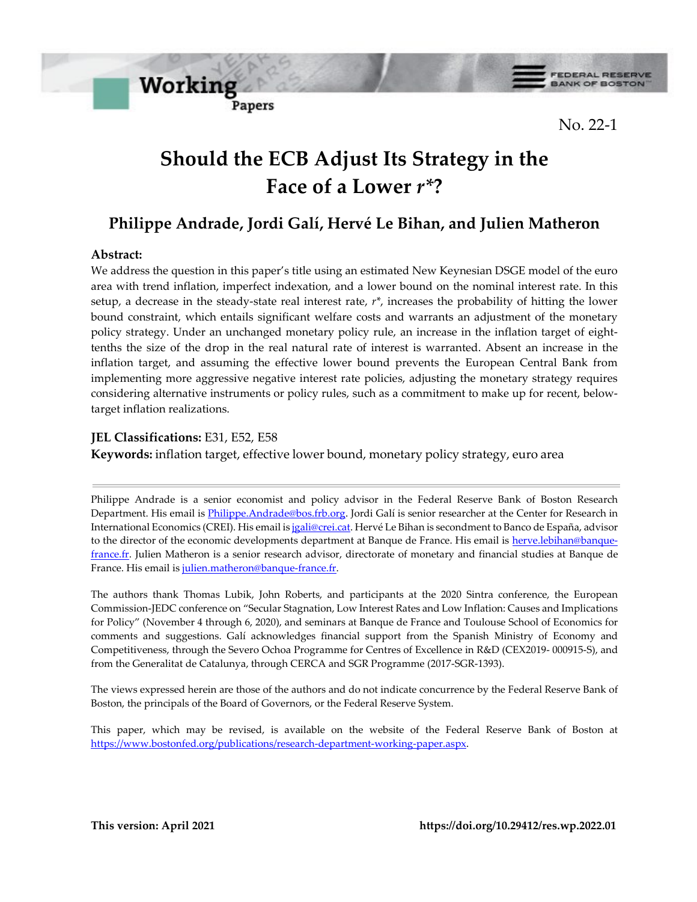Working Papers

No. 22-1

# Should the ECB Adjust Its Strategy in the Face of a Lower $r^*$?

## Philippe Andrade, Jordi Galí, Hervé Le Bihan, and Julien Matheron

**Abstract:**

We address the question in this paper's title using an estimated New Keynesian DSGE model of the euro area with trend inflation, imperfect indexation, and a lower bound on the nominal interest rate. In this setup, a decrease in the steady-state real interest rate, $r^*$, increases the probability of hitting the lower bound constraint, which entails significant welfare costs and warrants an adjustment of the monetary policy strategy. Under an unchanged monetary policy rule, an increase in the inflation target of eight-tenths the size of the drop in the real natural rate of interest is warranted. Absent an increase in the inflation target, and assuming the effective lower bound prevents the European Central Bank from implementing more aggressive negative interest rate policies, adjusting the monetary strategy requires considering alternative instruments or policy rules, such as a commitment to make up for recent, below-target inflation realizations.

**JEL Classifications:** E31, E52, E58

**Keywords:** inflation target, effective lower bound, monetary policy strategy, euro area

---

Philippe Andrade is a senior economist and policy advisor in the Federal Reserve Bank of Boston Research Department. His email is Philippe.Andrade@bos.frb.org. Jordi Galí is senior researcher at the Center for Research in International Economics (CREI). His email is jgali@crei.cat. Hervé Le Bihan is secondment to Banco de España, advisor to the director of the economic developments department at Banque de France. His email is herve.lebihan@banque-france.fr. Julien Matheron is a senior research advisor, directorate of monetary and financial studies at Banque de France. His email is julien.matheron@banque-france.fr.

The authors thank Thomas Lubik, John Roberts, and participants at the 2020 Sintra conference, the European Commission-JEDC conference on "Secular Stagnation, Low Interest Rates and Low Inflation: Causes and Implications for Policy" (November 4 through 6, 2020), and seminars at Banque de France and Toulouse School of Economics for comments and suggestions. Galí acknowledges financial support from the Spanish Ministry of Economy and Competitiveness, through the Severo Ochoa Programme for Centres of Excellence in R&D (CEX2019- 000915-S), and from the Generalitat de Catalunya, through CERCA and SGR Programme (2017-SGR-1393).

The views expressed herein are those of the authors and do not indicate concurrence by the Federal Reserve Bank of Boston, the principals of the Board of Governors, or the Federal Reserve System.

This paper, which may be revised, is available on the website of the Federal Reserve Bank of Boston at https://www.bostonfed.org/publications/research-department-working-paper.aspx.

**This version: April 2021** https://doi.org/10.29412/res.wp.2022.01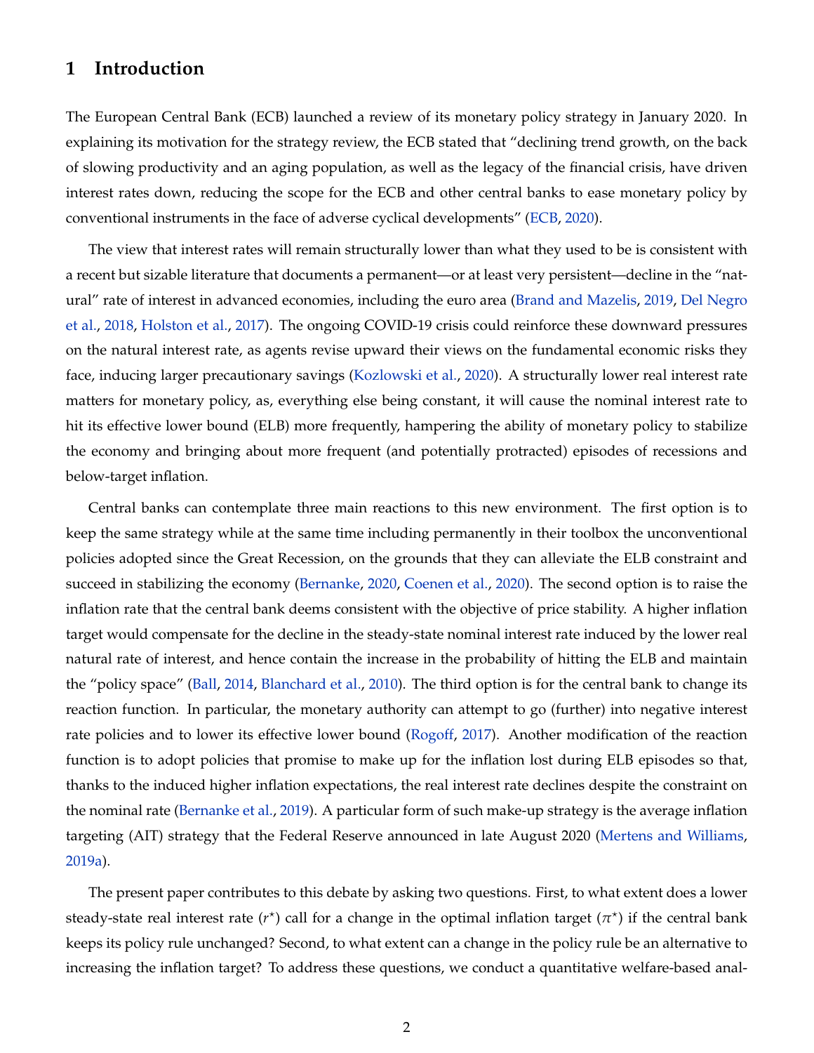# 1 Introduction

The European Central Bank (ECB) launched a review of its monetary policy strategy in January 2020. In explaining its motivation for the strategy review, the ECB stated that "declining trend growth, on the back of slowing productivity and an aging population, as well as the legacy of the financial crisis, have driven interest rates down, reducing the scope for the ECB and other central banks to ease monetary policy by conventional instruments in the face of adverse cyclical developments" (ECB, 2020).

The view that interest rates will remain structurally lower than what they used to be is consistent with a recent but sizable literature that documents a permanent—or at least very persistent—decline in the "natural" rate of interest in advanced economies, including the euro area (Brand and Mazelis, 2019, Del Negro et al., 2018, Holston et al., 2017). The ongoing COVID-19 crisis could reinforce these downward pressures on the natural interest rate, as agents revise upward their views on the fundamental economic risks they face, inducing larger precautionary savings (Kozlowski et al., 2020). A structurally lower real interest rate matters for monetary policy, as, everything else being constant, it will cause the nominal interest rate to hit its effective lower bound (ELB) more frequently, hampering the ability of monetary policy to stabilize the economy and bringing about more frequent (and potentially protracted) episodes of recessions and below-target inflation.

Central banks can contemplate three main reactions to this new environment. The first option is to keep the same strategy while at the same time including permanently in their toolbox the unconventional policies adopted since the Great Recession, on the grounds that they can alleviate the ELB constraint and succeed in stabilizing the economy (Bernanke, 2020, Coenen et al., 2020). The second option is to raise the inflation rate that the central bank deems consistent with the objective of price stability. A higher inflation target would compensate for the decline in the steady-state nominal interest rate induced by the lower real natural rate of interest, and hence contain the increase in the probability of hitting the ELB and maintain the "policy space" (Ball, 2014, Blanchard et al., 2010). The third option is for the central bank to change its reaction function. In particular, the monetary authority can attempt to go (further) into negative interest rate policies and to lower its effective lower bound (Rogoff, 2017). Another modification of the reaction function is to adopt policies that promise to make up for the inflation lost during ELB episodes so that, thanks to the induced higher inflation expectations, the real interest rate declines despite the constraint on the nominal rate (Bernanke et al., 2019). A particular form of such make-up strategy is the average inflation targeting (AIT) strategy that the Federal Reserve announced in late August 2020 (Mertens and Williams, 2019a).

The present paper contributes to this debate by asking two questions. First, to what extent does a lower steady-state real interest rate ($r^{\star}$) call for a change in the optimal inflation target ($\pi^{\star}$) if the central bank keeps its policy rule unchanged? Second, to what extent can a change in the policy rule be an alternative to increasing the inflation target? To address these questions, we conduct a quantitative welfare-based anal-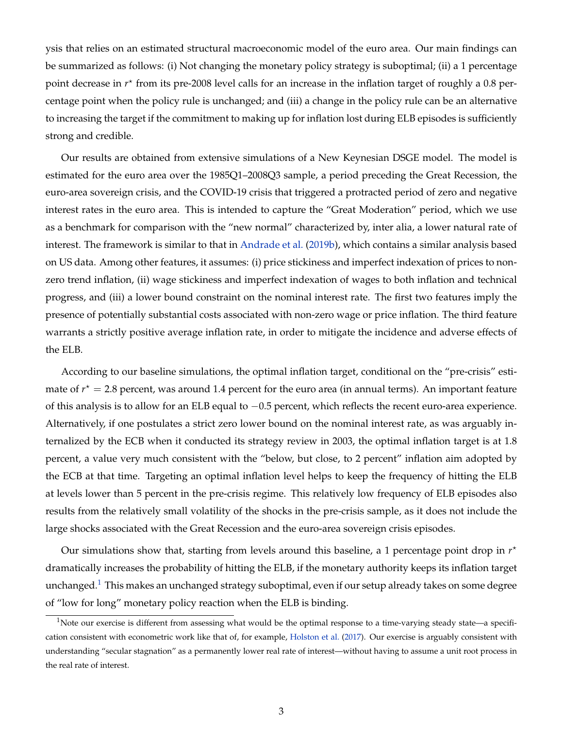ysis that relies on an estimated structural macroeconomic model of the euro area. Our main findings can be summarized as follows: (i) Not changing the monetary policy strategy is suboptimal; (ii) a 1 percentage point decrease in $r^\star$ from its pre-2008 level calls for an increase in the inflation target of roughly a 0.8 percentage point when the policy rule is unchanged; and (iii) a change in the policy rule can be an alternative to increasing the target if the commitment to making up for inflation lost during ELB episodes is sufficiently strong and credible.

Our results are obtained from extensive simulations of a New Keynesian DSGE model. The model is estimated for the euro area over the 1985Q1–2008Q3 sample, a period preceding the Great Recession, the euro-area sovereign crisis, and the COVID-19 crisis that triggered a protracted period of zero and negative interest rates in the euro area. This is intended to capture the "Great Moderation" period, which we use as a benchmark for comparison with the "new normal" characterized by, inter alia, a lower natural rate of interest. The framework is similar to that in Andrade et al. (2019b), which contains a similar analysis based on US data. Among other features, it assumes: (i) price stickiness and imperfect indexation of prices to non-zero trend inflation, (ii) wage stickiness and imperfect indexation of wages to both inflation and technical progress, and (iii) a lower bound constraint on the nominal interest rate. The first two features imply the presence of potentially substantial costs associated with non-zero wage or price inflation. The third feature warrants a strictly positive average inflation rate, in order to mitigate the incidence and adverse effects of the ELB.

According to our baseline simulations, the optimal inflation target, conditional on the "pre-crisis" estimate of $r^\star = 2.8$ percent, was around 1.4 percent for the euro area (in annual terms). An important feature of this analysis is to allow for an ELB equal to $-0.5$ percent, which reflects the recent euro-area experience. Alternatively, if one postulates a strict zero lower bound on the nominal interest rate, as was arguably internalized by the ECB when it conducted its strategy review in 2003, the optimal inflation target is at 1.8 percent, a value very much consistent with the "below, but close, to 2 percent" inflation aim adopted by the ECB at that time. Targeting an optimal inflation level helps to keep the frequency of hitting the ELB at levels lower than 5 percent in the pre-crisis regime. This relatively low frequency of ELB episodes also results from the relatively small volatility of the shocks in the pre-crisis sample, as it does not include the large shocks associated with the Great Recession and the euro-area sovereign crisis episodes.

Our simulations show that, starting from levels around this baseline, a 1 percentage point drop in $r^\star$ dramatically increases the probability of hitting the ELB, if the monetary authority keeps its inflation target unchanged.[1] This makes an unchanged strategy suboptimal, even if our setup already takes on some degree of "low for long" monetary policy reaction when the ELB is binding.

[1] Note our exercise is different from assessing what would be the optimal response to a time-varying steady state—a specification consistent with econometric work like that of, for example, Holston et al. (2017). Our exercise is arguably consistent with understanding "secular stagnation" as a permanently lower real rate of interest—without having to assume a unit root process in the real rate of interest.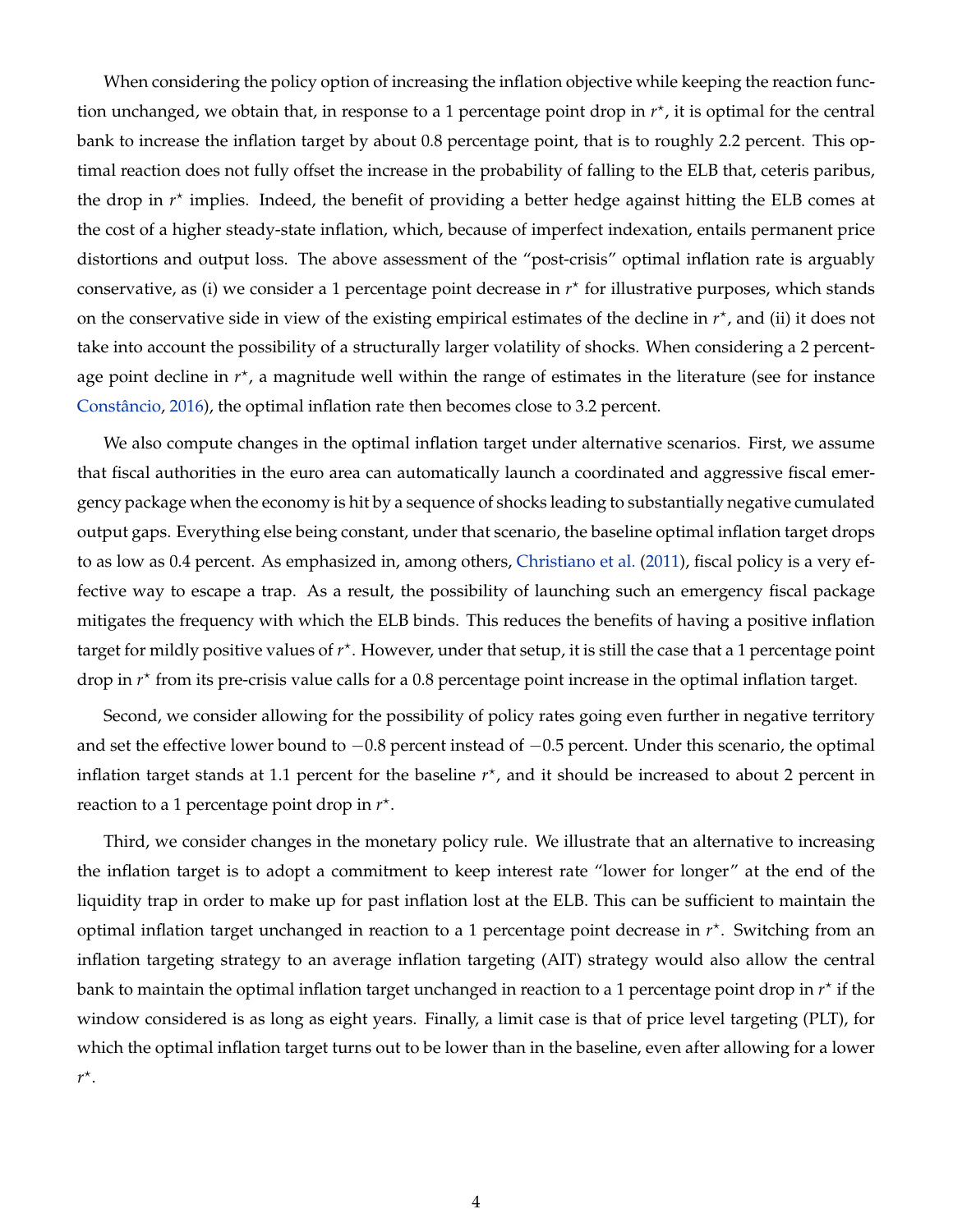When considering the policy option of increasing the inflation objective while keeping the reaction function unchanged, we obtain that, in response to a 1 percentage point drop in $r^{\star}$, it is optimal for the central bank to increase the inflation target by about 0.8 percentage point, that is to roughly 2.2 percent. This optimal reaction does not fully offset the increase in the probability of falling to the ELB that, ceteris paribus, the drop in $r^{\star}$ implies. Indeed, the benefit of providing a better hedge against hitting the ELB comes at the cost of a higher steady-state inflation, which, because of imperfect indexation, entails permanent price distortions and output loss. The above assessment of the "post-crisis" optimal inflation rate is arguably conservative, as (i) we consider a 1 percentage point decrease in $r^{\star}$ for illustrative purposes, which stands on the conservative side in view of the existing empirical estimates of the decline in $r^{\star}$, and (ii) it does not take into account the possibility of a structurally larger volatility of shocks. When considering a 2 percentage point decline in $r^{\star}$, a magnitude well within the range of estimates in the literature (see for instance Constâncio, 2016), the optimal inflation rate then becomes close to 3.2 percent.

We also compute changes in the optimal inflation target under alternative scenarios. First, we assume that fiscal authorities in the euro area can automatically launch a coordinated and aggressive fiscal emergency package when the economy is hit by a sequence of shocks leading to substantially negative cumulated output gaps. Everything else being constant, under that scenario, the baseline optimal inflation target drops to as low as 0.4 percent. As emphasized in, among others, Christiano et al. (2011), fiscal policy is a very effective way to escape a trap. As a result, the possibility of launching such an emergency fiscal package mitigates the frequency with which the ELB binds. This reduces the benefits of having a positive inflation target for mildly positive values of $r^{\star}$. However, under that setup, it is still the case that a 1 percentage point drop in $r^{\star}$ from its pre-crisis value calls for a 0.8 percentage point increase in the optimal inflation target.

Second, we consider allowing for the possibility of policy rates going even further in negative territory and set the effective lower bound to $-0.8$ percent instead of $-0.5$ percent. Under this scenario, the optimal inflation target stands at 1.1 percent for the baseline $r^{\star}$, and it should be increased to about 2 percent in reaction to a 1 percentage point drop in $r^{\star}$.

Third, we consider changes in the monetary policy rule. We illustrate that an alternative to increasing the inflation target is to adopt a commitment to keep interest rate "lower for longer" at the end of the liquidity trap in order to make up for past inflation lost at the ELB. This can be sufficient to maintain the optimal inflation target unchanged in reaction to a 1 percentage point decrease in $r^{\star}$. Switching from an inflation targeting strategy to an average inflation targeting (AIT) strategy would also allow the central bank to maintain the optimal inflation target unchanged in reaction to a 1 percentage point drop in $r^{\star}$ if the window considered is as long as eight years. Finally, a limit case is that of price level targeting (PLT), for which the optimal inflation target turns out to be lower than in the baseline, even after allowing for a lower $r^{\star}$.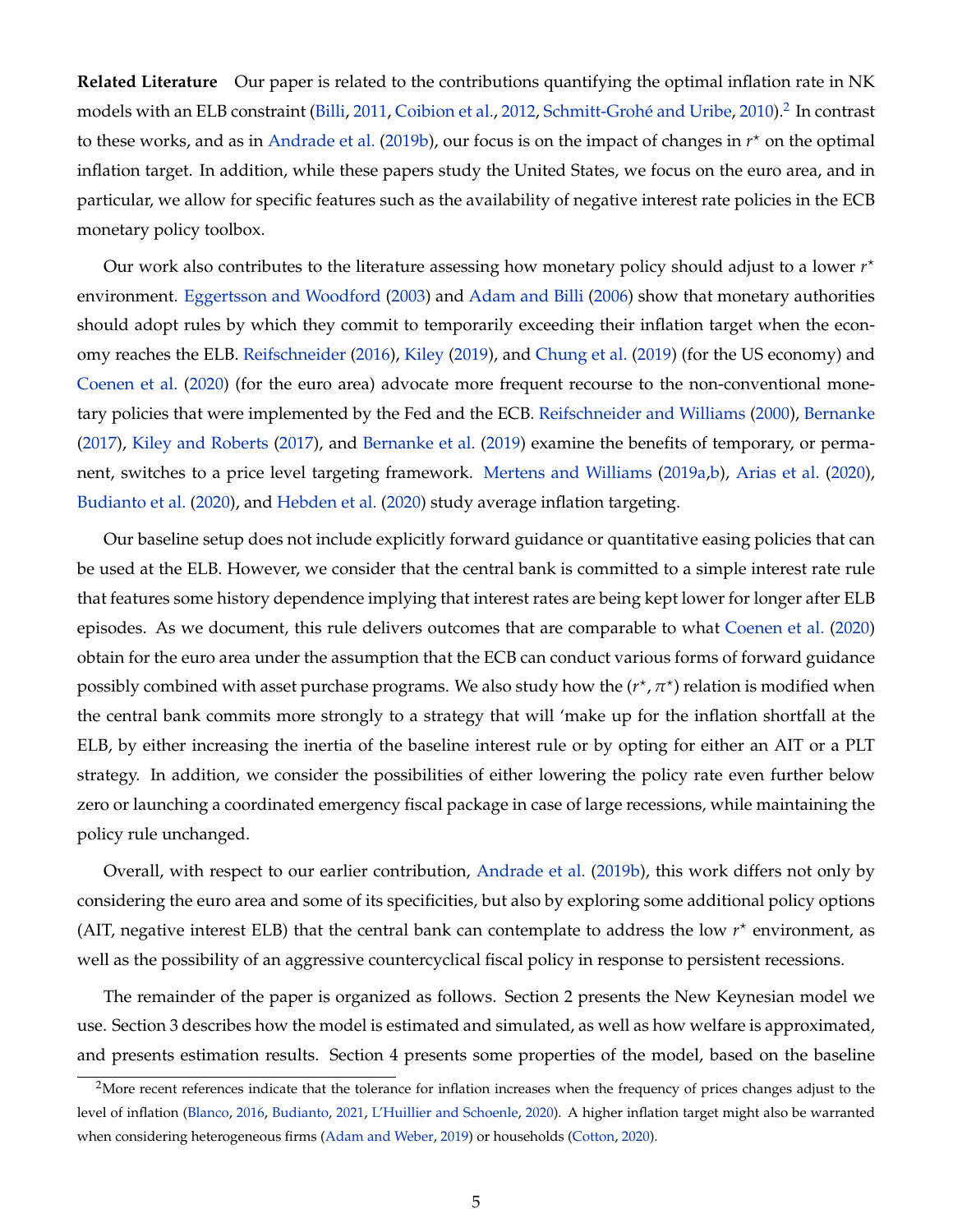**Related Literature** Our paper is related to the contributions quantifying the optimal inflation rate in NK models with an ELB constraint (Billi, 2011, Coibion et al., 2012, Schmitt-Grohé and Uribe, 2010).[2] In contrast to these works, and as in Andrade et al. (2019b), our focus is on the impact of changes in $r^{\star}$ on the optimal inflation target. In addition, while these papers study the United States, we focus on the euro area, and in particular, we allow for specific features such as the availability of negative interest rate policies in the ECB monetary policy toolbox.

Our work also contributes to the literature assessing how monetary policy should adjust to a lower $r^{\star}$ environment. Eggertsson and Woodford (2003) and Adam and Billi (2006) show that monetary authorities should adopt rules by which they commit to temporarily exceeding their inflation target when the economy reaches the ELB. Reifschneider (2016), Kiley (2019), and Chung et al. (2019) (for the US economy) and Coenen et al. (2020) (for the euro area) advocate more frequent recourse to the non-conventional monetary policies that were implemented by the Fed and the ECB. Reifschneider and Williams (2000), Bernanke (2017), Kiley and Roberts (2017), and Bernanke et al. (2019) examine the benefits of temporary, or permanent, switches to a price level targeting framework. Mertens and Williams (2019a,b), Arias et al. (2020), Budianto et al. (2020), and Hebden et al. (2020) study average inflation targeting.

Our baseline setup does not include explicitly forward guidance or quantitative easing policies that can be used at the ELB. However, we consider that the central bank is committed to a simple interest rate rule that features some history dependence implying that interest rates are being kept lower for longer after ELB episodes. As we document, this rule delivers outcomes that are comparable to what Coenen et al. (2020) obtain for the euro area under the assumption that the ECB can conduct various forms of forward guidance possibly combined with asset purchase programs. We also study how the $(r^{\star}, \pi^{\star})$ relation is modified when the central bank commits more strongly to a strategy that will 'make up for the inflation shortfall at the ELB, by either increasing the inertia of the baseline interest rule or by opting for either an AIT or a PLT strategy. In addition, we consider the possibilities of either lowering the policy rate even further below zero or launching a coordinated emergency fiscal package in case of large recessions, while maintaining the policy rule unchanged.

Overall, with respect to our earlier contribution, Andrade et al. (2019b), this work differs not only by considering the euro area and some of its specificities, but also by exploring some additional policy options (AIT, negative interest ELB) that the central bank can contemplate to address the low $r^{\star}$ environment, as well as the possibility of an aggressive countercyclical fiscal policy in response to persistent recessions.

The remainder of the paper is organized as follows. Section 2 presents the New Keynesian model we use. Section 3 describes how the model is estimated and simulated, as well as how welfare is approximated, and presents estimation results. Section 4 presents some properties of the model, based on the baseline

[2] More recent references indicate that the tolerance for inflation increases when the frequency of prices changes adjust to the level of inflation (Blanco, 2016, Budianto, 2021, L'Huillier and Schoenle, 2020). A higher inflation target might also be warranted when considering heterogeneous firms (Adam and Weber, 2019) or households (Cotton, 2020).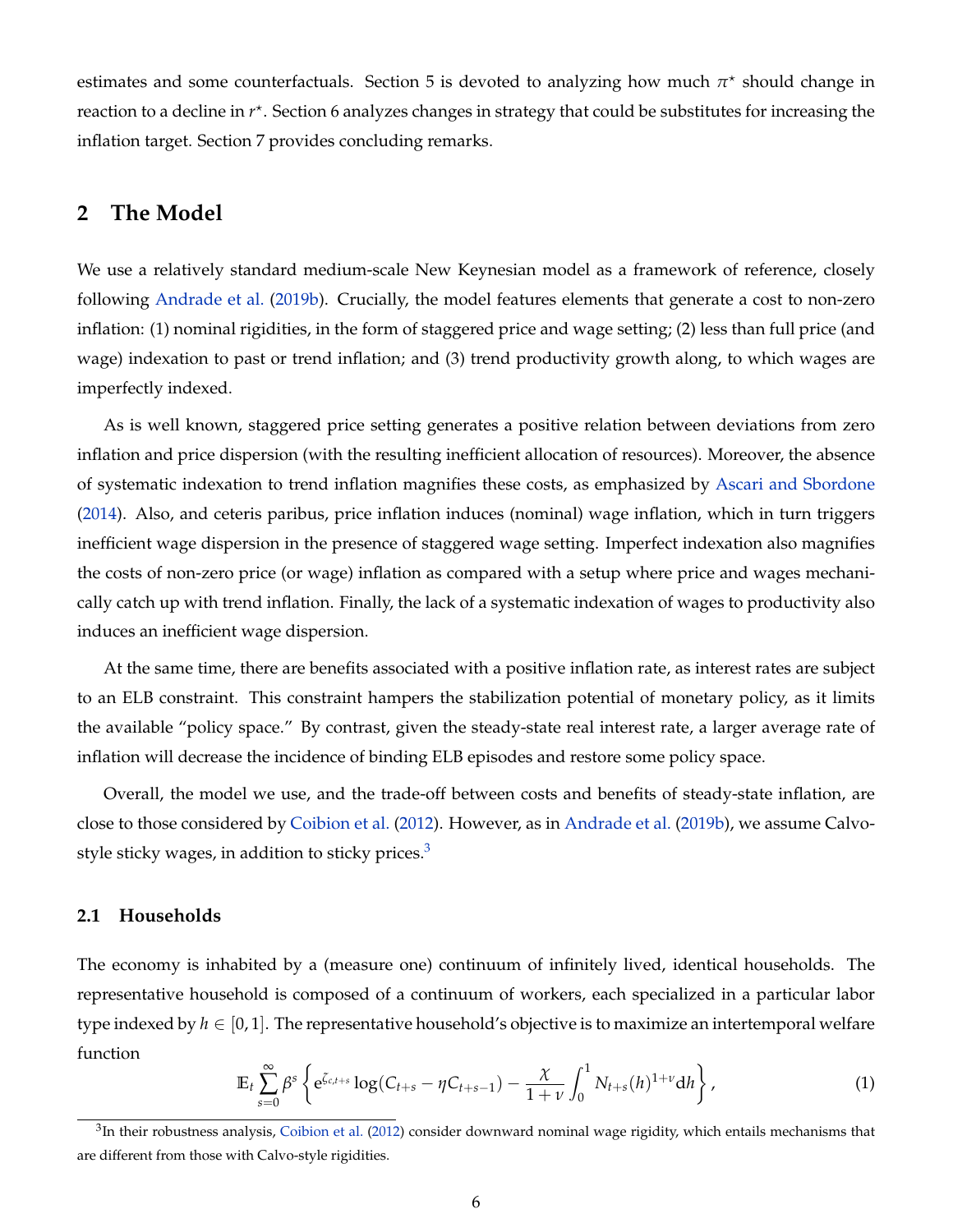estimates and some counterfactuals. Section 5 is devoted to analyzing how much $\pi^\star$ should change in reaction to a decline in $r^\star$. Section 6 analyzes changes in strategy that could be substitutes for increasing the inflation target. Section 7 provides concluding remarks.

## 2 The Model

We use a relatively standard medium-scale New Keynesian model as a framework of reference, closely following Andrade et al. (2019b). Crucially, the model features elements that generate a cost to non-zero inflation: (1) nominal rigidities, in the form of staggered price and wage setting; (2) less than full price (and wage) indexation to past or trend inflation; and (3) trend productivity growth along, to which wages are imperfectly indexed.

As is well known, staggered price setting generates a positive relation between deviations from zero inflation and price dispersion (with the resulting inefficient allocation of resources). Moreover, the absence of systematic indexation to trend inflation magnifies these costs, as emphasized by Ascari and Sbordone (2014). Also, and ceteris paribus, price inflation induces (nominal) wage inflation, which in turn triggers inefficient wage dispersion in the presence of staggered wage setting. Imperfect indexation also magnifies the costs of non-zero price (or wage) inflation as compared with a setup where price and wages mechanically catch up with trend inflation. Finally, the lack of a systematic indexation of wages to productivity also induces an inefficient wage dispersion.

At the same time, there are benefits associated with a positive inflation rate, as interest rates are subject to an ELB constraint. This constraint hampers the stabilization potential of monetary policy, as it limits the available "policy space." By contrast, given the steady-state real interest rate, a larger average rate of inflation will decrease the incidence of binding ELB episodes and restore some policy space.

Overall, the model we use, and the trade-off between costs and benefits of steady-state inflation, are close to those considered by Coibion et al. (2012). However, as in Andrade et al. (2019b), we assume Calvo-style sticky wages, in addition to sticky prices.[3]

### 2.1 Households

The economy is inhabited by a (measure one) continuum of infinitely lived, identical households. The representative household is composed of a continuum of workers, each specialized in a particular labor type indexed by $h \in [0, 1]$. The representative household's objective is to maximize an intertemporal welfare function

$$\mathbb{E}_t \sum_{s=0}^{\infty} \beta^s \left\{ \mathrm{e}^{\zeta_{c,t+s}} \log(C_{t+s} - \eta C_{t+s-1}) - \frac{\chi}{1+\nu} \int_0^1 N_{t+s}(h)^{1+\nu} \mathrm{d}h \right\}, \tag{1}$$

[3] In their robustness analysis, Coibion et al. (2012) consider downward nominal wage rigidity, which entails mechanisms that are different from those with Calvo-style rigidities.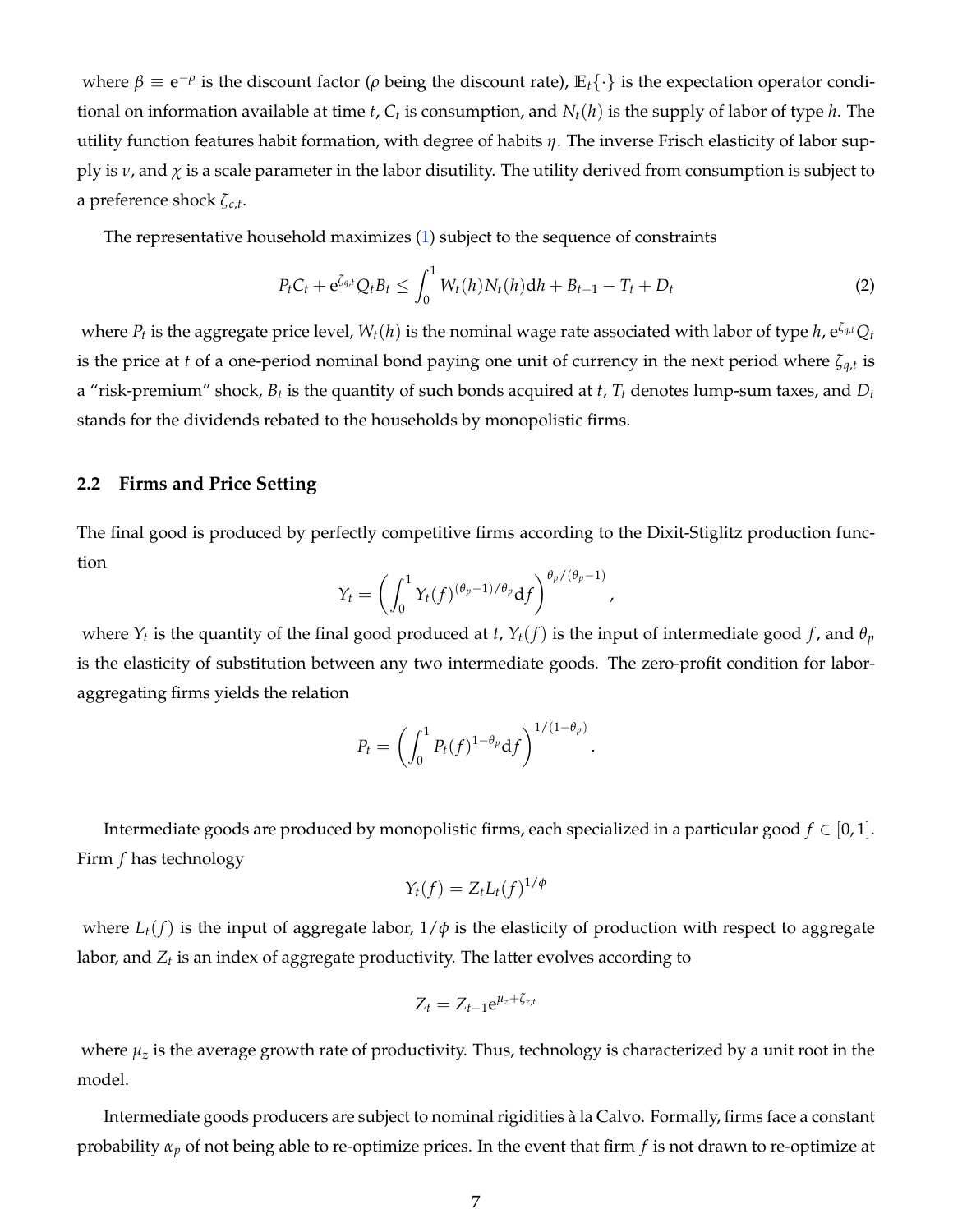where $\beta \equiv e^{-\rho}$ is the discount factor ($\rho$ being the discount rate), $\mathbb{E}_t\{\cdot\}$ is the expectation operator conditional on information available at time $t$, $C_t$ is consumption, and $N_t(h)$ is the supply of labor of type $h$. The utility function features habit formation, with degree of habits $\eta$. The inverse Frisch elasticity of labor supply is $\nu$, and $\chi$ is a scale parameter in the labor disutility. The utility derived from consumption is subject to a preference shock $\zeta_{c,t}$.

The representative household maximizes (1) subject to the sequence of constraints

$$P_t C_t + e^{\zeta_{q,t}} Q_t B_t \leq \int_0^1 W_t(h) N_t(h) \mathrm{d}h + B_{t-1} - T_t + D_t \tag{2}$$

where $P_t$ is the aggregate price level, $W_t(h)$ is the nominal wage rate associated with labor of type $h$, $e^{\zeta_{q,t}} Q_t$ is the price at $t$ of a one-period nominal bond paying one unit of currency in the next period where $\zeta_{q,t}$ is a "risk-premium" shock, $B_t$ is the quantity of such bonds acquired at $t$, $T_t$ denotes lump-sum taxes, and $D_t$ stands for the dividends rebated to the households by monopolistic firms.

## 2.2 Firms and Price Setting

The final good is produced by perfectly competitive firms according to the Dixit-Stiglitz production function

$$Y_t = \left( \int_0^1 Y_t(f)^{(\theta_p - 1)/\theta_p} \mathrm{d}f \right)^{\theta_p/(\theta_p - 1)},$$

where $Y_t$ is the quantity of the final good produced at $t$, $Y_t(f)$ is the input of intermediate good $f$, and $\theta_p$ is the elasticity of substitution between any two intermediate goods. The zero-profit condition for labor-aggregating firms yields the relation

$$P_t = \left( \int_0^1 P_t(f)^{1-\theta_p} \mathrm{d}f \right)^{1/(1-\theta_p)}.$$

Intermediate goods are produced by monopolistic firms, each specialized in a particular good $f \in [0,1]$. Firm $f$ has technology

$$Y_t(f) = Z_t L_t(f)^{1/\phi}$$

where $L_t(f)$ is the input of aggregate labor, $1/\phi$ is the elasticity of production with respect to aggregate labor, and $Z_t$ is an index of aggregate productivity. The latter evolves according to

$$Z_t = Z_{t-1} e^{\mu_z + \zeta_{z,t}}$$

where $\mu_z$ is the average growth rate of productivity. Thus, technology is characterized by a unit root in the model.

Intermediate goods producers are subject to nominal rigidities à la Calvo. Formally, firms face a constant probability $\alpha_p$ of not being able to re-optimize prices. In the event that firm $f$ is not drawn to re-optimize at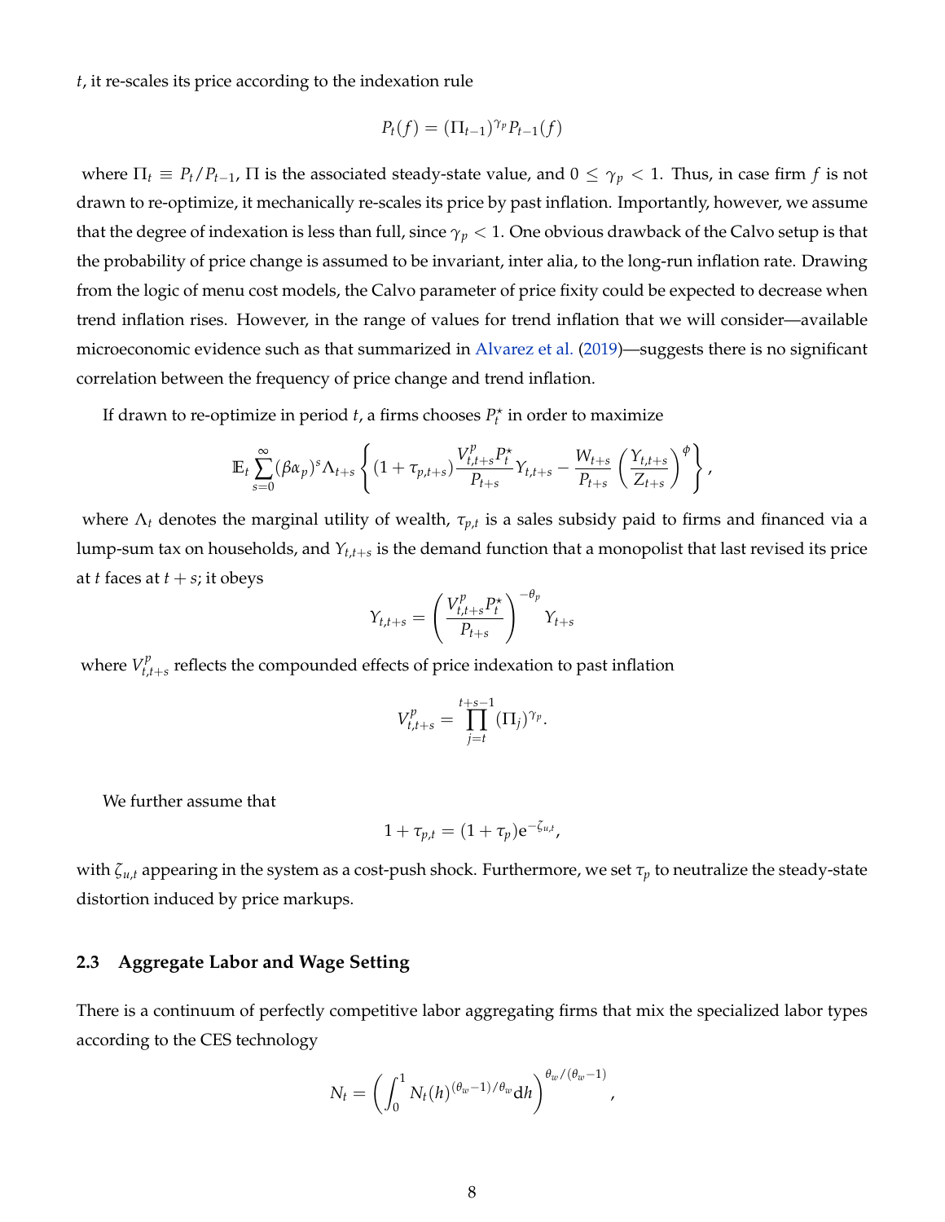$t$, it re-scales its price according to the indexation rule

$$P_t(f) = (\Pi_{t-1})^{\gamma_p} P_{t-1}(f)$$

where $\Pi_t \equiv P_t/P_{t-1}$, $\Pi$ is the associated steady-state value, and $0 \leq \gamma_p < 1$. Thus, in case firm $f$ is not drawn to re-optimize, it mechanically re-scales its price by past inflation. Importantly, however, we assume that the degree of indexation is less than full, since $\gamma_p < 1$. One obvious drawback of the Calvo setup is that the probability of price change is assumed to be invariant, inter alia, to the long-run inflation rate. Drawing from the logic of menu cost models, the Calvo parameter of price fixity could be expected to decrease when trend inflation rises. However, in the range of values for trend inflation that we will consider—available microeconomic evidence such as that summarized in Alvarez et al. (2019)—suggests there is no significant correlation between the frequency of price change and trend inflation.

If drawn to re-optimize in period $t$, a firms chooses $P_t^\star$ in order to maximize

$$\mathbb{E}_t \sum_{s=0}^{\infty} (\beta \alpha_p)^s \Lambda_{t+s} \left\{ (1+\tau_{p,t+s}) \frac{V_{t,t+s}^p P_t^\star}{P_{t+s}} Y_{t,t+s} - \frac{W_{t+s}}{P_{t+s}} \left( \frac{Y_{t,t+s}}{Z_{t+s}} \right)^{\phi} \right\},$$

where $\Lambda_t$ denotes the marginal utility of wealth, $\tau_{p,t}$ is a sales subsidy paid to firms and financed via a lump-sum tax on households, and $Y_{t,t+s}$ is the demand function that a monopolist that last revised its price at $t$ faces at $t+s$; it obeys

$$Y_{t,t+s} = \left( \frac{V_{t,t+s}^p P_t^\star}{P_{t+s}} \right)^{-\theta_p} Y_{t+s}$$

where $V_{t,t+s}^p$ reflects the compounded effects of price indexation to past inflation

$$V_{t,t+s}^p = \prod_{j=t}^{t+s-1} (\Pi_j)^{\gamma_p}.$$

We further assume that

$$1 + \tau_{p,t} = (1+\tau_p) \mathrm{e}^{-\zeta_{u,t}},$$

with $\zeta_{u,t}$ appearing in the system as a cost-push shock. Furthermore, we set $\tau_p$ to neutralize the steady-state distortion induced by price markups.

### 2.3 Aggregate Labor and Wage Setting

There is a continuum of perfectly competitive labor aggregating firms that mix the specialized labor types according to the CES technology

$$N_t = \left( \int_0^1 N_t(h)^{(\theta_w - 1)/\theta_w} \mathrm{d}h \right)^{\theta_w/(\theta_w - 1)},$$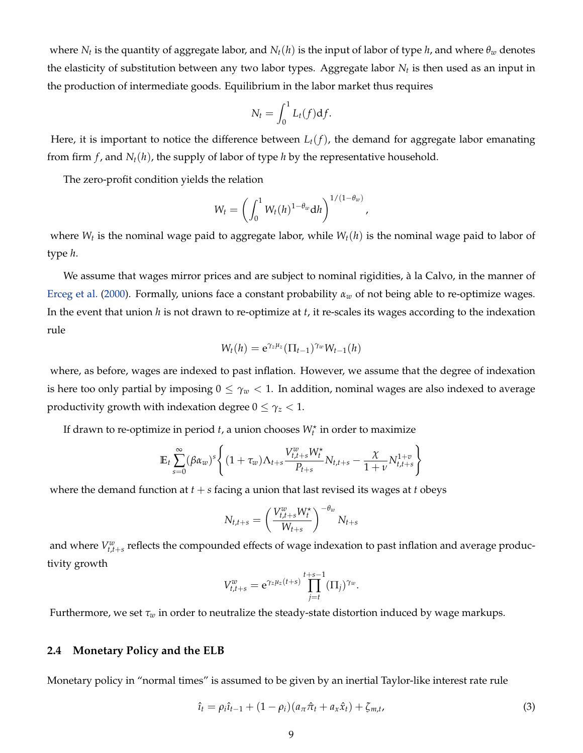where $N_t$ is the quantity of aggregate labor, and $N_t(h)$ is the input of labor of type $h$, and where $\theta_w$ denotes the elasticity of substitution between any two labor types. Aggregate labor $N_t$ is then used as an input in the production of intermediate goods. Equilibrium in the labor market thus requires

$$N_t = \int_0^1 L_t(f)\mathrm{d}f.$$

Here, it is important to notice the difference between $L_t(f)$, the demand for aggregate labor emanating from firm $f$, and $N_t(h)$, the supply of labor of type $h$ by the representative household.

The zero-profit condition yields the relation

$$W_t = \left(\int_0^1 W_t(h)^{1-\theta_w}\mathrm{d}h\right)^{1/(1-\theta_w)},$$

where $W_t$ is the nominal wage paid to aggregate labor, while $W_t(h)$ is the nominal wage paid to labor of type $h$.

We assume that wages mirror prices and are subject to nominal rigidities, à la Calvo, in the manner of Erceg et al. (2000). Formally, unions face a constant probability $\alpha_w$ of not being able to re-optimize wages. In the event that union $h$ is not drawn to re-optimize at $t$, it re-scales its wages according to the indexation rule

$$W_t(h) = \mathrm{e}^{\gamma_z \mu_z}(\Pi_{t-1})^{\gamma_w} W_{t-1}(h)$$

where, as before, wages are indexed to past inflation. However, we assume that the degree of indexation is here too only partial by imposing $0 \leq \gamma_w < 1$. In addition, nominal wages are also indexed to average productivity growth with indexation degree $0 \leq \gamma_z < 1$.

If drawn to re-optimize in period $t$, a union chooses $W_t^\star$ in order to maximize

$$\mathbb{E}_t \sum_{s=0}^{\infty} (\beta\alpha_w)^s \left\{ (1+\tau_w)\Lambda_{t+s}\frac{V_{t,t+s}^w W_t^\star}{P_{t+s}} N_{t,t+s} - \frac{\chi}{1+\nu} N_{t,t+s}^{1+\nu} \right\}$$

where the demand function at $t+s$ facing a union that last revised its wages at $t$ obeys

$$N_{t,t+s} = \left(\frac{V_{t,t+s}^w W_t^\star}{W_{t+s}}\right)^{-\theta_w} N_{t+s}$$

and where $V_{t,t+s}^w$ reflects the compounded effects of wage indexation to past inflation and average productivity growth

$$V_{t,t+s}^w = \mathrm{e}^{\gamma_z \mu_z (t+s)} \prod_{j=t}^{t+s-1} (\Pi_j)^{\gamma_w}.$$

Furthermore, we set $\tau_w$ in order to neutralize the steady-state distortion induced by wage markups.

### 2.4 Monetary Policy and the ELB

Monetary policy in "normal times" is assumed to be given by an inertial Taylor-like interest rate rule

$$\hat{\imath}_t = \rho_i \hat{\imath}_{t-1} + (1-\rho_i)(a_\pi \hat{\pi}_t + a_x \hat{x}_t) + \zeta_{m,t}, \tag{3}$$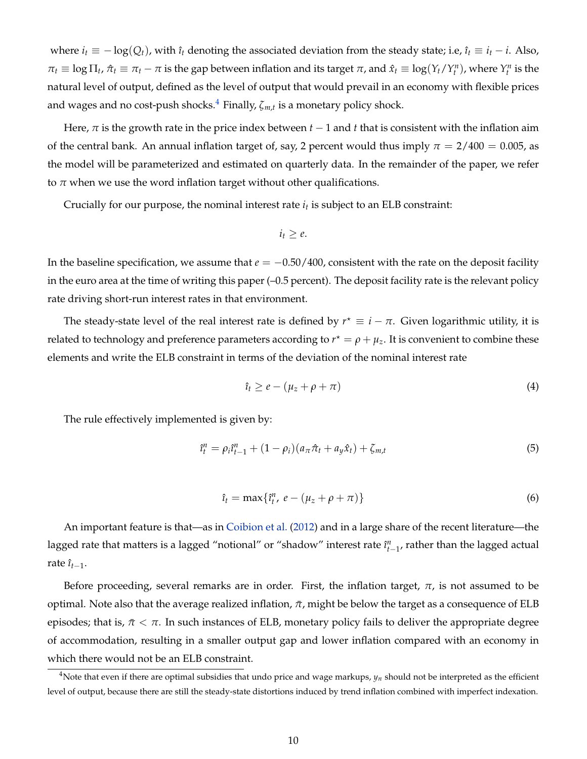where $i_t \equiv -\log(Q_t)$, with $\hat{\imath}_t$ denoting the associated deviation from the steady state; i.e, $\hat{\imath}_t \equiv i_t - i$. Also, $\pi_t \equiv \log \Pi_t$, $\hat{\pi}_t \equiv \pi_t - \pi$ is the gap between inflation and its target $\pi$, and $\hat{x}_t \equiv \log(Y_t/Y_t^n)$, where $Y_t^n$ is the natural level of output, defined as the level of output that would prevail in an economy with flexible prices and wages and no cost-push shocks.[4] Finally, $\zeta_{m,t}$ is a monetary policy shock.

Here, $\pi$ is the growth rate in the price index between $t-1$ and $t$ that is consistent with the inflation aim of the central bank. An annual inflation target of, say, 2 percent would thus imply $\pi = 2/400 = 0.005$, as the model will be parameterized and estimated on quarterly data. In the remainder of the paper, we refer to $\pi$ when we use the word inflation target without other qualifications.

Crucially for our purpose, the nominal interest rate $i_t$ is subject to an ELB constraint:

$$i_t \geq e.$$

In the baseline specification, we assume that $e = -0.50/400$, consistent with the rate on the deposit facility in the euro area at the time of writing this paper (–0.5 percent). The deposit facility rate is the relevant policy rate driving short-run interest rates in that environment.

The steady-state level of the real interest rate is defined by $r^\star \equiv i - \pi$. Given logarithmic utility, it is related to technology and preference parameters according to $r^\star = \rho + \mu_z$. It is convenient to combine these elements and write the ELB constraint in terms of the deviation of the nominal interest rate

$$\hat{\imath}_t \geq e - (\mu_z + \rho + \pi) \tag{4}$$

The rule effectively implemented is given by:

$$\hat{\imath}_t^n = \rho_i \hat{\imath}_{t-1}^n + (1 - \rho_i)(a_\pi \hat{\pi}_t + a_y \hat{x}_t) + \zeta_{m,t} \tag{5}$$

$$\hat{\imath}_t = \max\{\hat{\imath}_t^n,\ e - (\mu_z + \rho + \pi)\} \tag{6}$$

An important feature is that—as in Coibion et al. (2012) and in a large share of the recent literature—the lagged rate that matters is a lagged "notional" or "shadow" interest rate $\hat{\imath}_{t-1}^n$, rather than the lagged actual rate $\hat{\imath}_{t-1}$.

Before proceeding, several remarks are in order. First, the inflation target, $\pi$, is not assumed to be optimal. Note also that the average realized inflation, $\bar{\pi}$, might be below the target as a consequence of ELB episodes; that is, $\bar{\pi} < \pi$. In such instances of ELB, monetary policy fails to deliver the appropriate degree of accommodation, resulting in a smaller output gap and lower inflation compared with an economy in which there would not be an ELB constraint.

[4] Note that even if there are optimal subsidies that undo price and wage markups, $y_n$ should not be interpreted as the efficient level of output, because there are still the steady-state distortions induced by trend inflation combined with imperfect indexation.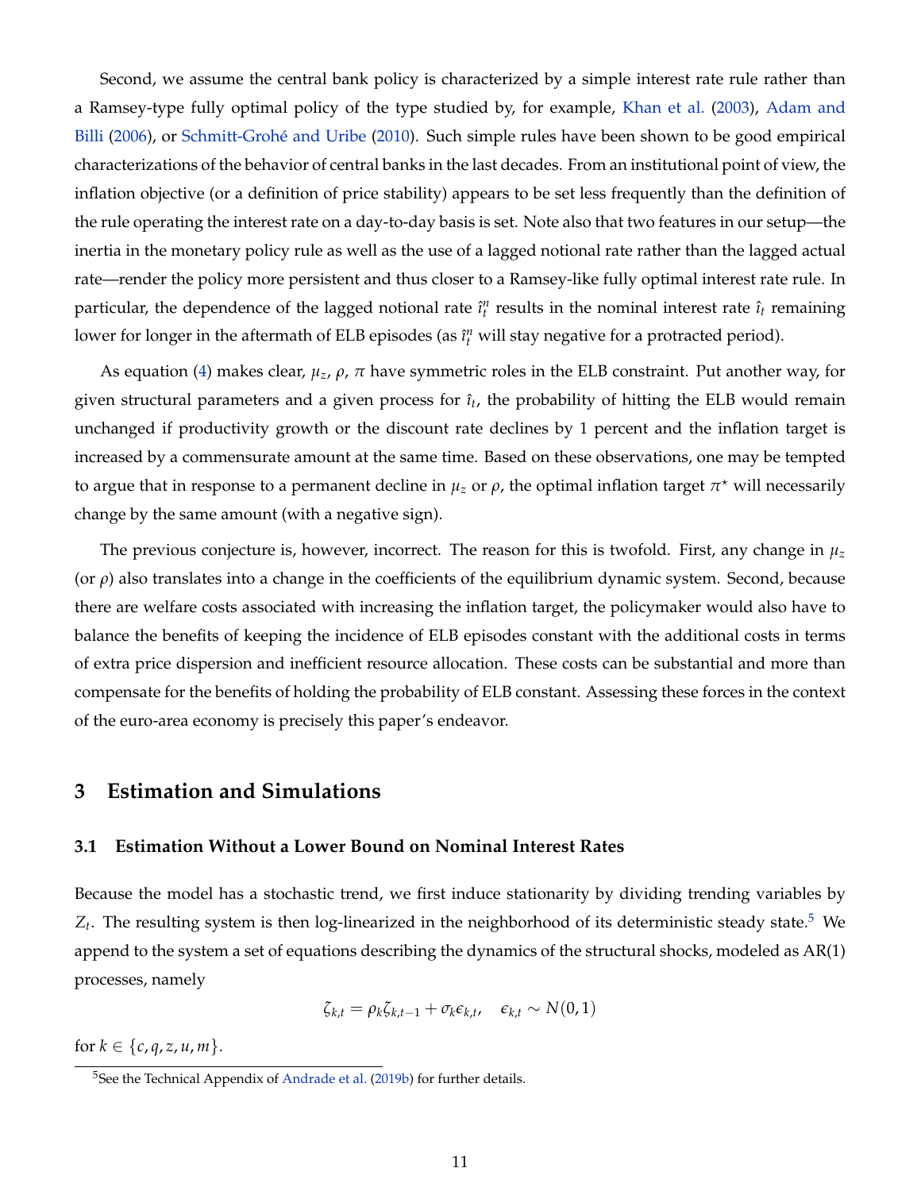Second, we assume the central bank policy is characterized by a simple interest rate rule rather than a Ramsey-type fully optimal policy of the type studied by, for example, Khan et al. (2003), Adam and Billi (2006), or Schmitt-Grohé and Uribe (2010). Such simple rules have been shown to be good empirical characterizations of the behavior of central banks in the last decades. From an institutional point of view, the inflation objective (or a definition of price stability) appears to be set less frequently than the definition of the rule operating the interest rate on a day-to-day basis is set. Note also that two features in our setup—the inertia in the monetary policy rule as well as the use of a lagged notional rate rather than the lagged actual rate—render the policy more persistent and thus closer to a Ramsey-like fully optimal interest rate rule. In particular, the dependence of the lagged notional rate $\hat{\imath}_t^n$ results in the nominal interest rate $\hat{\imath}_t$ remaining lower for longer in the aftermath of ELB episodes (as $\hat{\imath}_t^n$ will stay negative for a protracted period).

As equation (4) makes clear, $\mu_z$, $\rho$, $\pi$ have symmetric roles in the ELB constraint. Put another way, for given structural parameters and a given process for $\hat{\imath}_t$, the probability of hitting the ELB would remain unchanged if productivity growth or the discount rate declines by 1 percent and the inflation target is increased by a commensurate amount at the same time. Based on these observations, one may be tempted to argue that in response to a permanent decline in $\mu_z$ or $\rho$, the optimal inflation target $\pi^\star$ will necessarily change by the same amount (with a negative sign).

The previous conjecture is, however, incorrect. The reason for this is twofold. First, any change in $\mu_z$ (or $\rho$) also translates into a change in the coefficients of the equilibrium dynamic system. Second, because there are welfare costs associated with increasing the inflation target, the policymaker would also have to balance the benefits of keeping the incidence of ELB episodes constant with the additional costs in terms of extra price dispersion and inefficient resource allocation. These costs can be substantial and more than compensate for the benefits of holding the probability of ELB constant. Assessing these forces in the context of the euro-area economy is precisely this paper's endeavor.

## 3 Estimation and Simulations

### 3.1 Estimation Without a Lower Bound on Nominal Interest Rates

Because the model has a stochastic trend, we first induce stationarity by dividing trending variables by $Z_t$. The resulting system is then log-linearized in the neighborhood of its deterministic steady state.[5] We append to the system a set of equations describing the dynamics of the structural shocks, modeled as AR(1) processes, namely

$$\zeta_{k,t} = \rho_k \zeta_{k,t-1} + \sigma_k \epsilon_{k,t}, \quad \epsilon_{k,t} \sim N(0,1)$$

for $k \in \{c, q, z, u, m\}$.

[5] See the Technical Appendix of Andrade et al. (2019b) for further details.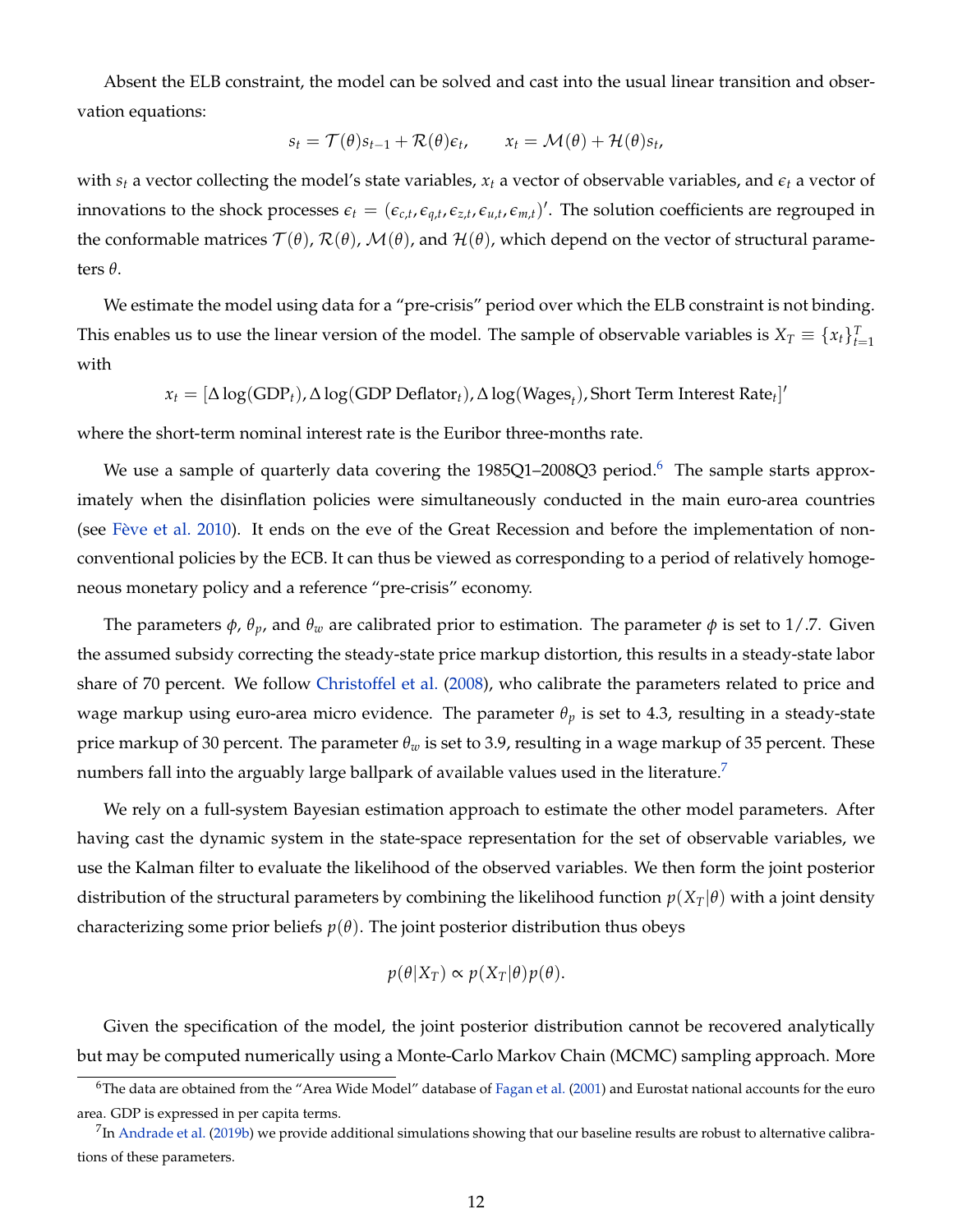Absent the ELB constraint, the model can be solved and cast into the usual linear transition and observation equations:

$$s_t = \mathcal{T}(\theta)s_{t-1} + \mathcal{R}(\theta)\epsilon_t, \qquad x_t = \mathcal{M}(\theta) + \mathcal{H}(\theta)s_t,$$

with $s_t$ a vector collecting the model's state variables, $x_t$ a vector of observable variables, and $\epsilon_t$ a vector of innovations to the shock processes $\epsilon_t = (\epsilon_{c,t}, \epsilon_{q,t}, \epsilon_{z,t}, \epsilon_{u,t}, \epsilon_{m,t})'$. The solution coefficients are regrouped in the conformable matrices $\mathcal{T}(\theta)$, $\mathcal{R}(\theta)$, $\mathcal{M}(\theta)$, and $\mathcal{H}(\theta)$, which depend on the vector of structural parameters $\theta$.

We estimate the model using data for a "pre-crisis" period over which the ELB constraint is not binding. This enables us to use the linear version of the model. The sample of observable variables is $X_T \equiv \{x_t\}_{t=1}^T$ with

$$x_t = [\Delta \log(\text{GDP}_t), \Delta \log(\text{GDP Deflator}_t), \Delta \log(\text{Wages}_t), \text{Short Term Interest Rate}_t]'$$

where the short-term nominal interest rate is the Euribor three-months rate.

We use a sample of quarterly data covering the 1985Q1–2008Q3 period.[6] The sample starts approximately when the disinflation policies were simultaneously conducted in the main euro-area countries (see Fève et al. 2010). It ends on the eve of the Great Recession and before the implementation of non-conventional policies by the ECB. It can thus be viewed as corresponding to a period of relatively homogeneous monetary policy and a reference "pre-crisis" economy.

The parameters $\phi$, $\theta_p$, and $\theta_w$ are calibrated prior to estimation. The parameter $\phi$ is set to $1/.7$. Given the assumed subsidy correcting the steady-state price markup distortion, this results in a steady-state labor share of 70 percent. We follow Christoffel et al. (2008), who calibrate the parameters related to price and wage markup using euro-area micro evidence. The parameter $\theta_p$ is set to 4.3, resulting in a steady-state price markup of 30 percent. The parameter $\theta_w$ is set to 3.9, resulting in a wage markup of 35 percent. These numbers fall into the arguably large ballpark of available values used in the literature.[7]

We rely on a full-system Bayesian estimation approach to estimate the other model parameters. After having cast the dynamic system in the state-space representation for the set of observable variables, we use the Kalman filter to evaluate the likelihood of the observed variables. We then form the joint posterior distribution of the structural parameters by combining the likelihood function $p(X_T|\theta)$ with a joint density characterizing some prior beliefs $p(\theta)$. The joint posterior distribution thus obeys

$$p(\theta|X_T) \propto p(X_T|\theta)p(\theta).$$

Given the specification of the model, the joint posterior distribution cannot be recovered analytically but may be computed numerically using a Monte-Carlo Markov Chain (MCMC) sampling approach. More

[6] The data are obtained from the "Area Wide Model" database of Fagan et al. (2001) and Eurostat national accounts for the euro area. GDP is expressed in per capita terms.

[7] In Andrade et al. (2019b) we provide additional simulations showing that our baseline results are robust to alternative calibrations of these parameters.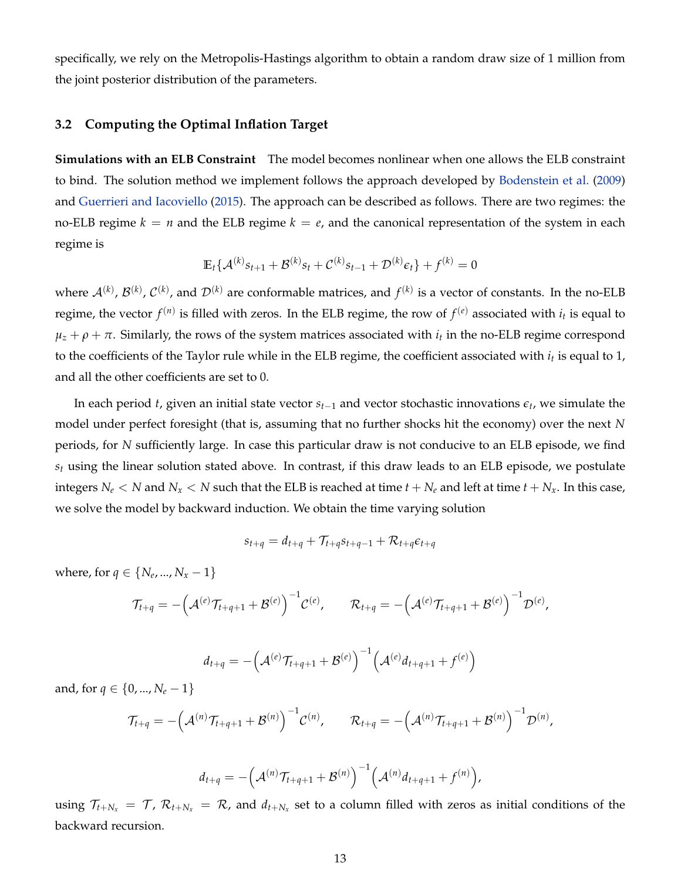specifically, we rely on the Metropolis-Hastings algorithm to obtain a random draw size of 1 million from the joint posterior distribution of the parameters.

### 3.2 Computing the Optimal Inflation Target

**Simulations with an ELB Constraint** The model becomes nonlinear when one allows the ELB constraint to bind. The solution method we implement follows the approach developed by Bodenstein et al. (2009) and Guerrieri and Iacoviello (2015). The approach can be described as follows. There are two regimes: the no-ELB regime $k = n$ and the ELB regime $k = e$, and the canonical representation of the system in each regime is

$$\mathbb{E}_t\{\mathcal{A}^{(k)}s_{t+1} + \mathcal{B}^{(k)}s_t + \mathcal{C}^{(k)}s_{t-1} + \mathcal{D}^{(k)}\epsilon_t\} + f^{(k)} = 0$$

where $\mathcal{A}^{(k)}$, $\mathcal{B}^{(k)}$, $\mathcal{C}^{(k)}$, and $\mathcal{D}^{(k)}$ are conformable matrices, and $f^{(k)}$ is a vector of constants. In the no-ELB regime, the vector $f^{(n)}$ is filled with zeros. In the ELB regime, the row of $f^{(e)}$ associated with $i_t$ is equal to $\mu_z + \rho + \pi$. Similarly, the rows of the system matrices associated with $i_t$ in the no-ELB regime correspond to the coefficients of the Taylor rule while in the ELB regime, the coefficient associated with $i_t$ is equal to 1, and all the other coefficients are set to 0.

In each period $t$, given an initial state vector $s_{t-1}$ and vector stochastic innovations $\epsilon_t$, we simulate the model under perfect foresight (that is, assuming that no further shocks hit the economy) over the next $N$ periods, for $N$ sufficiently large. In case this particular draw is not conducive to an ELB episode, we find $s_t$ using the linear solution stated above. In contrast, if this draw leads to an ELB episode, we postulate integers $N_e < N$ and $N_x < N$ such that the ELB is reached at time $t + N_e$ and left at time $t + N_x$. In this case, we solve the model by backward induction. We obtain the time varying solution

$$s_{t+q} = d_{t+q} + \mathcal{T}_{t+q}s_{t+q-1} + \mathcal{R}_{t+q}\epsilon_{t+q}$$

where, for $q \in \{N_e, ..., N_x - 1\}$

$$\mathcal{T}_{t+q} = -\left(\mathcal{A}^{(e)}\mathcal{T}_{t+q+1} + \mathcal{B}^{(e)}\right)^{-1}\mathcal{C}^{(e)}, \qquad \mathcal{R}_{t+q} = -\left(\mathcal{A}^{(e)}\mathcal{T}_{t+q+1} + \mathcal{B}^{(e)}\right)^{-1}\mathcal{D}^{(e)},$$

$$d_{t+q} = -\left(\mathcal{A}^{(e)}\mathcal{T}_{t+q+1} + \mathcal{B}^{(e)}\right)^{-1}\left(\mathcal{A}^{(e)}d_{t+q+1} + f^{(e)}\right)$$

and, for $q \in \{0, ..., N_e - 1\}$

$$\mathcal{T}_{t+q} = -\left(\mathcal{A}^{(n)}\mathcal{T}_{t+q+1} + \mathcal{B}^{(n)}\right)^{-1}\mathcal{C}^{(n)}, \qquad \mathcal{R}_{t+q} = -\left(\mathcal{A}^{(n)}\mathcal{T}_{t+q+1} + \mathcal{B}^{(n)}\right)^{-1}\mathcal{D}^{(n)},$$

$$d_{t+q} = -\left(\mathcal{A}^{(n)}\mathcal{T}_{t+q+1} + \mathcal{B}^{(n)}\right)^{-1}\left(\mathcal{A}^{(n)}d_{t+q+1} + f^{(n)}\right),$$

using $\mathcal{T}_{t+N_x} = \mathcal{T}$, $\mathcal{R}_{t+N_x} = \mathcal{R}$, and $d_{t+N_x}$ set to a column filled with zeros as initial conditions of the backward recursion.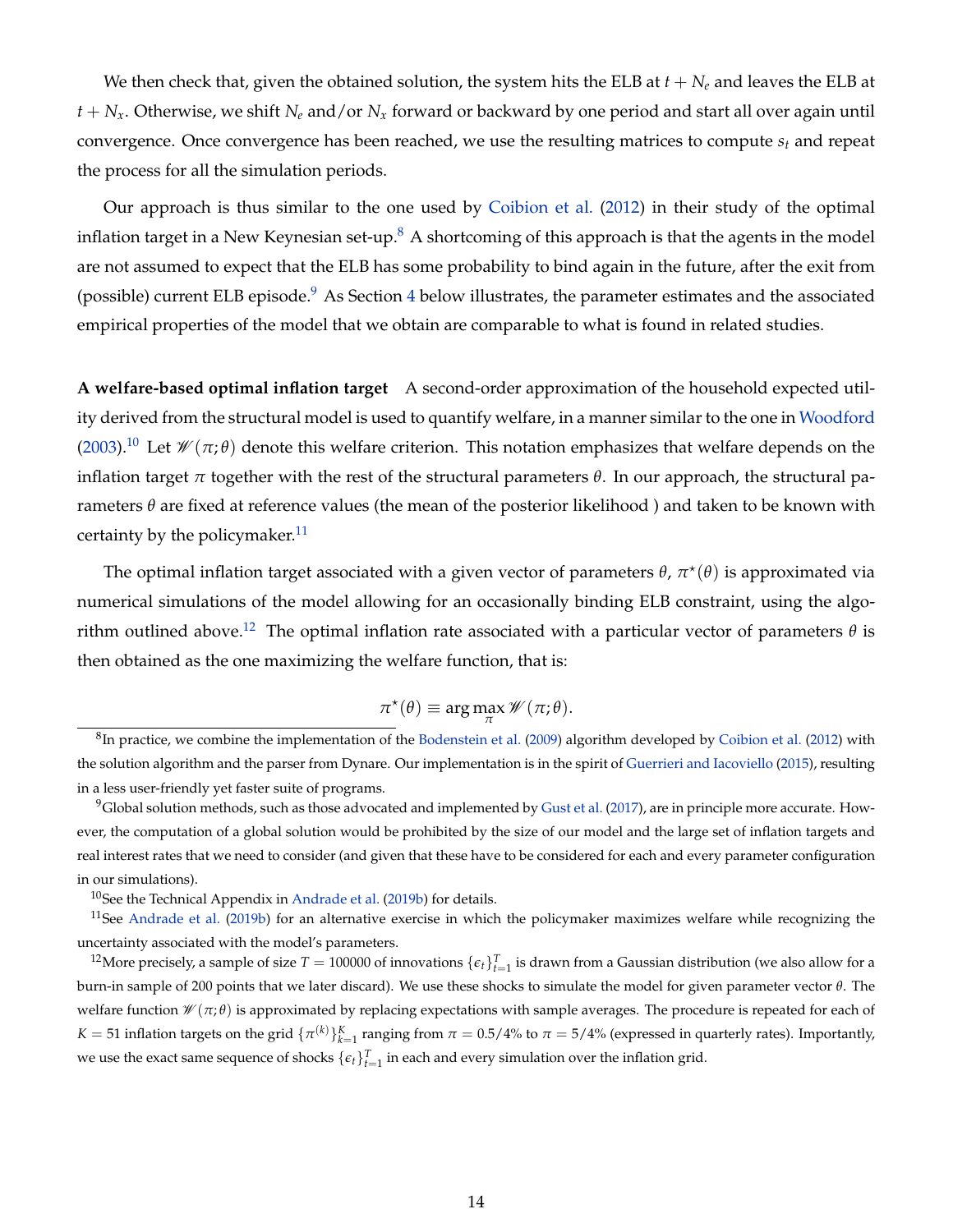We then check that, given the obtained solution, the system hits the ELB at $t + N_e$ and leaves the ELB at $t + N_x$. Otherwise, we shift $N_e$ and/or $N_x$ forward or backward by one period and start all over again until convergence. Once convergence has been reached, we use the resulting matrices to compute $s_t$ and repeat the process for all the simulation periods.

Our approach is thus similar to the one used by Coibion et al. (2012) in their study of the optimal inflation target in a New Keynesian set-up.[8] A shortcoming of this approach is that the agents in the model are not assumed to expect that the ELB has some probability to bind again in the future, after the exit from (possible) current ELB episode.[9] As Section 4 below illustrates, the parameter estimates and the associated empirical properties of the model that we obtain are comparable to what is found in related studies.

**A welfare-based optimal inflation target** A second-order approximation of the household expected utility derived from the structural model is used to quantify welfare, in a manner similar to the one in Woodford (2003).[10] Let $\mathscr{W}(\pi;\theta)$ denote this welfare criterion. This notation emphasizes that welfare depends on the inflation target $\pi$ together with the rest of the structural parameters $\theta$. In our approach, the structural parameters $\theta$ are fixed at reference values (the mean of the posterior likelihood ) and taken to be known with certainty by the policymaker.[11]

The optimal inflation target associated with a given vector of parameters $\theta$, $\pi^{\star}(\theta)$ is approximated via numerical simulations of the model allowing for an occasionally binding ELB constraint, using the algorithm outlined above.[12] The optimal inflation rate associated with a particular vector of parameters $\theta$ is then obtained as the one maximizing the welfare function, that is:

$$\pi^{\star}(\theta) \equiv \arg\max_{\pi} \mathscr{W}(\pi;\theta).$$

[8] In practice, we combine the implementation of the Bodenstein et al. (2009) algorithm developed by Coibion et al. (2012) with the solution algorithm and the parser from Dynare. Our implementation is in the spirit of Guerrieri and Iacoviello (2015), resulting in a less user-friendly yet faster suite of programs.

[9] Global solution methods, such as those advocated and implemented by Gust et al. (2017), are in principle more accurate. However, the computation of a global solution would be prohibited by the size of our model and the large set of inflation targets and real interest rates that we need to consider (and given that these have to be considered for each and every parameter configuration in our simulations).

[10] See the Technical Appendix in Andrade et al. (2019b) for details.

[11] See Andrade et al. (2019b) for an alternative exercise in which the policymaker maximizes welfare while recognizing the uncertainty associated with the model's parameters.

[12] More precisely, a sample of size $T = 100000$ of innovations $\{\epsilon_t\}_{t=1}^{T}$ is drawn from a Gaussian distribution (we also allow for a burn-in sample of 200 points that we later discard). We use these shocks to simulate the model for given parameter vector $\theta$. The welfare function $\mathscr{W}(\pi;\theta)$ is approximated by replacing expectations with sample averages. The procedure is repeated for each of $K = 51$ inflation targets on the grid $\{\pi^{(k)}\}_{k=1}^{K}$ ranging from $\pi = 0.5/4\%$ to $\pi = 5/4\%$ (expressed in quarterly rates). Importantly, we use the exact same sequence of shocks $\{\epsilon_t\}_{t=1}^{T}$ in each and every simulation over the inflation grid.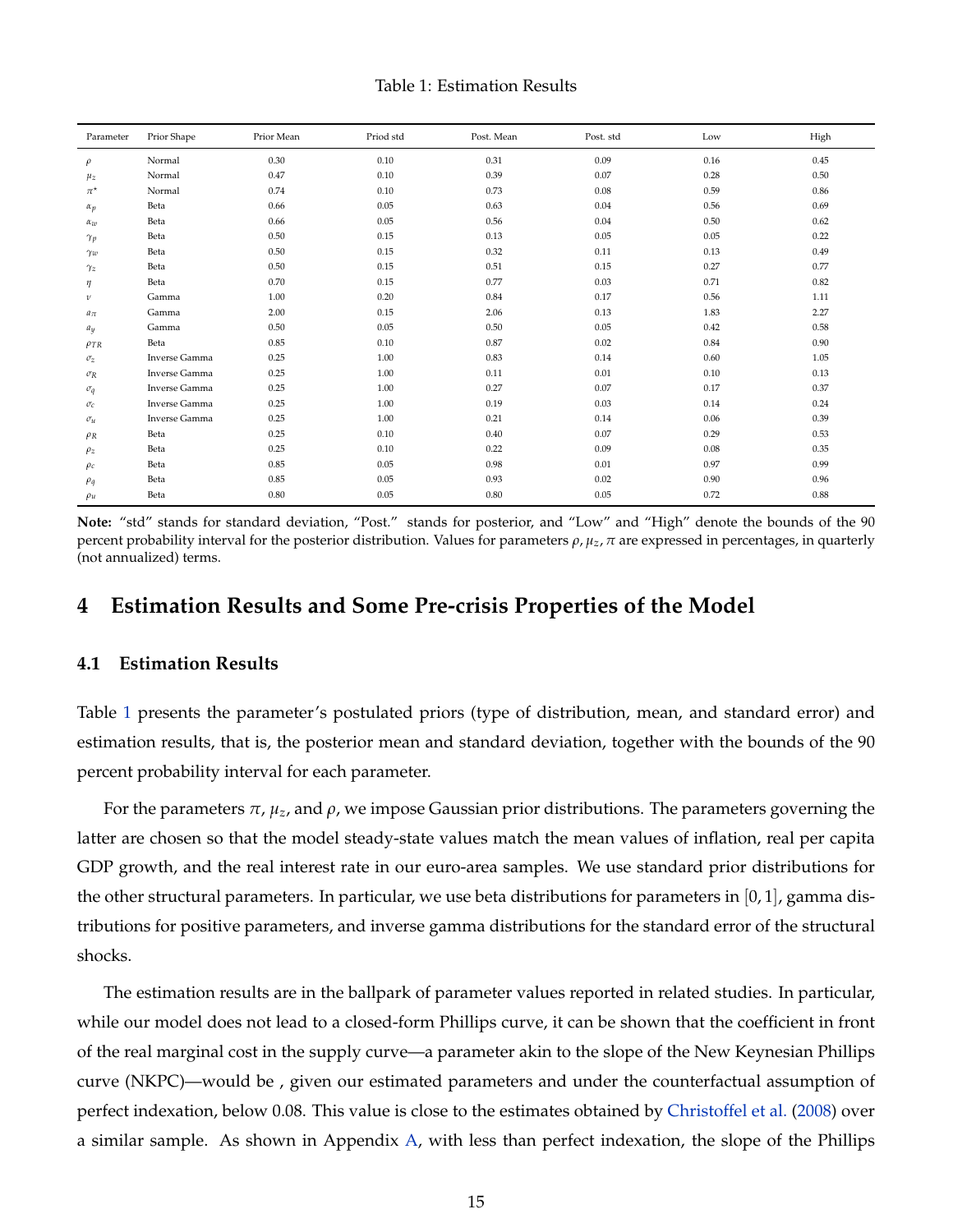Table 1: Estimation Results

| Parameter | Prior Shape | Prior Mean | Priod std | Post. Mean | Post. std | Low | High |
|---|---|---|---|---|---|---|---|
| $\rho$ | Normal | 0.30 | 0.10 | 0.31 | 0.09 | 0.16 | 0.45 |
| $\mu_z$ | Normal | 0.47 | 0.10 | 0.39 | 0.07 | 0.28 | 0.50 |
| $\pi^\star$ | Normal | 0.74 | 0.10 | 0.73 | 0.08 | 0.59 | 0.86 |
| $\alpha_p$ | Beta | 0.66 | 0.05 | 0.63 | 0.04 | 0.56 | 0.69 |
| $\alpha_w$ | Beta | 0.66 | 0.05 | 0.56 | 0.04 | 0.50 | 0.62 |
| $\gamma_p$ | Beta | 0.50 | 0.15 | 0.13 | 0.05 | 0.05 | 0.22 |
| $\gamma_w$ | Beta | 0.50 | 0.15 | 0.32 | 0.11 | 0.13 | 0.49 |
| $\gamma_z$ | Beta | 0.50 | 0.15 | 0.51 | 0.15 | 0.27 | 0.77 |
| $\eta$ | Beta | 0.70 | 0.15 | 0.77 | 0.03 | 0.71 | 0.82 |
| $\nu$ | Gamma | 1.00 | 0.20 | 0.84 | 0.17 | 0.56 | 1.11 |
| $a_\pi$ | Gamma | 2.00 | 0.15 | 2.06 | 0.13 | 1.83 | 2.27 |
| $a_y$ | Gamma | 0.50 | 0.05 | 0.50 | 0.05 | 0.42 | 0.58 |
| $\rho_{TR}$ | Beta | 0.85 | 0.10 | 0.87 | 0.02 | 0.84 | 0.90 |
| $\sigma_z$ | Inverse Gamma | 0.25 | 1.00 | 0.83 | 0.14 | 0.60 | 1.05 |
| $\sigma_R$ | Inverse Gamma | 0.25 | 1.00 | 0.11 | 0.01 | 0.10 | 0.13 |
| $\sigma_q$ | Inverse Gamma | 0.25 | 1.00 | 0.27 | 0.07 | 0.17 | 0.37 |
| $\sigma_c$ | Inverse Gamma | 0.25 | 1.00 | 0.19 | 0.03 | 0.14 | 0.24 |
| $\sigma_u$ | Inverse Gamma | 0.25 | 1.00 | 0.21 | 0.14 | 0.06 | 0.39 |
| $\rho_R$ | Beta | 0.25 | 0.10 | 0.40 | 0.07 | 0.29 | 0.53 |
| $\rho_z$ | Beta | 0.25 | 0.10 | 0.22 | 0.09 | 0.08 | 0.35 |
| $\rho_c$ | Beta | 0.85 | 0.05 | 0.98 | 0.01 | 0.97 | 0.99 |
| $\rho_q$ | Beta | 0.85 | 0.05 | 0.93 | 0.02 | 0.90 | 0.96 |
| $\rho_u$ | Beta | 0.80 | 0.05 | 0.80 | 0.05 | 0.72 | 0.88 |

**Note:** "std" stands for standard deviation, "Post." stands for posterior, and "Low" and "High" denote the bounds of the 90 percent probability interval for the posterior distribution. Values for parameters $\rho, \mu_z, \pi$ are expressed in percentages, in quarterly (not annualized) terms.

# 4 Estimation Results and Some Pre-crisis Properties of the Model

## 4.1 Estimation Results

Table 1 presents the parameter's postulated priors (type of distribution, mean, and standard error) and estimation results, that is, the posterior mean and standard deviation, together with the bounds of the 90 percent probability interval for each parameter.

For the parameters $\pi$, $\mu_z$, and $\rho$, we impose Gaussian prior distributions. The parameters governing the latter are chosen so that the model steady-state values match the mean values of inflation, real per capita GDP growth, and the real interest rate in our euro-area samples. We use standard prior distributions for the other structural parameters. In particular, we use beta distributions for parameters in $[0, 1]$, gamma distributions for positive parameters, and inverse gamma distributions for the standard error of the structural shocks.

The estimation results are in the ballpark of parameter values reported in related studies. In particular, while our model does not lead to a closed-form Phillips curve, it can be shown that the coefficient in front of the real marginal cost in the supply curve—a parameter akin to the slope of the New Keynesian Phillips curve (NKPC)—would be , given our estimated parameters and under the counterfactual assumption of perfect indexation, below 0.08. This value is close to the estimates obtained by Christoffel et al. (2008) over a similar sample. As shown in Appendix A, with less than perfect indexation, the slope of the Phillips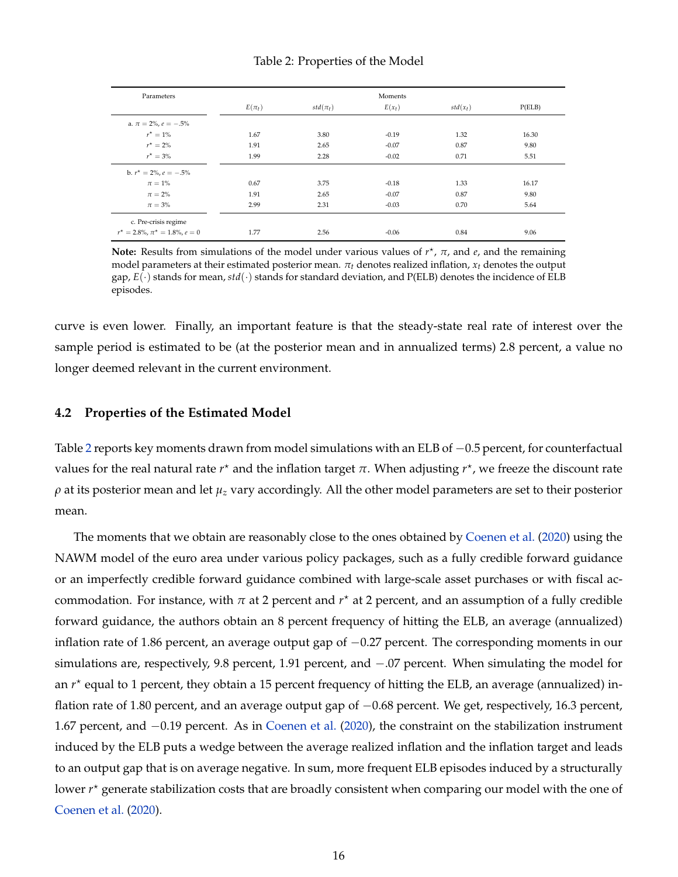Table 2: Properties of the Model

| Parameters | Moments | | | | |
|---|---|---|---|---|---|
| | $E(\pi_t)$ | $std(\pi_t)$ | $E(x_t)$ | $std(x_t)$ | P(ELB) |
| a. $\pi = 2\%$, $e = -.5\%$ | | | | | |
| $r^\star = 1\%$ | 1.67 | 3.80 | -0.19 | 1.32 | 16.30 |
| $r^\star = 2\%$ | 1.91 | 2.65 | -0.07 | 0.87 | 9.80 |
| $r^\star = 3\%$ | 1.99 | 2.28 | -0.02 | 0.71 | 5.51 |
| b. $r^\star = 2\%$, $e = -.5\%$ | | | | | |
| $\pi = 1\%$ | 0.67 | 3.75 | -0.18 | 1.33 | 16.17 |
| $\pi = 2\%$ | 1.91 | 2.65 | -0.07 | 0.87 | 9.80 |
| $\pi = 3\%$ | 2.99 | 2.31 | -0.03 | 0.70 | 5.64 |
| c. Pre-crisis regime | | | | | |
| $r^\star = 2.8\%$, $\pi^\star = 1.8\%$, $e = 0$ | 1.77 | 2.56 | -0.06 | 0.84 | 9.06 |

**Note:** Results from simulations of the model under various values of $r^\star$, $\pi$, and $e$, and the remaining model parameters at their estimated posterior mean. $\pi_t$ denotes realized inflation, $x_t$ denotes the output gap, $E(\cdot)$ stands for mean, $std(\cdot)$ stands for standard deviation, and P(ELB) denotes the incidence of ELB episodes.

curve is even lower. Finally, an important feature is that the steady-state real rate of interest over the sample period is estimated to be (at the posterior mean and in annualized terms) 2.8 percent, a value no longer deemed relevant in the current environment.

### 4.2 Properties of the Estimated Model

Table 2 reports key moments drawn from model simulations with an ELB of $-0.5$ percent, for counterfactual values for the real natural rate $r^\star$ and the inflation target $\pi$. When adjusting $r^\star$, we freeze the discount rate $\rho$ at its posterior mean and let $\mu_z$ vary accordingly. All the other model parameters are set to their posterior mean.

The moments that we obtain are reasonably close to the ones obtained by Coenen et al. (2020) using the NAWM model of the euro area under various policy packages, such as a fully credible forward guidance or an imperfectly credible forward guidance combined with large-scale asset purchases or with fiscal accommodation. For instance, with $\pi$ at 2 percent and $r^\star$ at 2 percent, and an assumption of a fully credible forward guidance, the authors obtain an 8 percent frequency of hitting the ELB, an average (annualized) inflation rate of 1.86 percent, an average output gap of $-0.27$ percent. The corresponding moments in our simulations are, respectively, 9.8 percent, 1.91 percent, and $-.07$ percent. When simulating the model for an $r^\star$ equal to 1 percent, they obtain a 15 percent frequency of hitting the ELB, an average (annualized) inflation rate of 1.80 percent, and an average output gap of $-0.68$ percent. We get, respectively, 16.3 percent, 1.67 percent, and $-0.19$ percent. As in Coenen et al. (2020), the constraint on the stabilization instrument induced by the ELB puts a wedge between the average realized inflation and the inflation target and leads to an output gap that is on average negative. In sum, more frequent ELB episodes induced by a structurally lower $r^\star$ generate stabilization costs that are broadly consistent when comparing our model with the one of Coenen et al. (2020).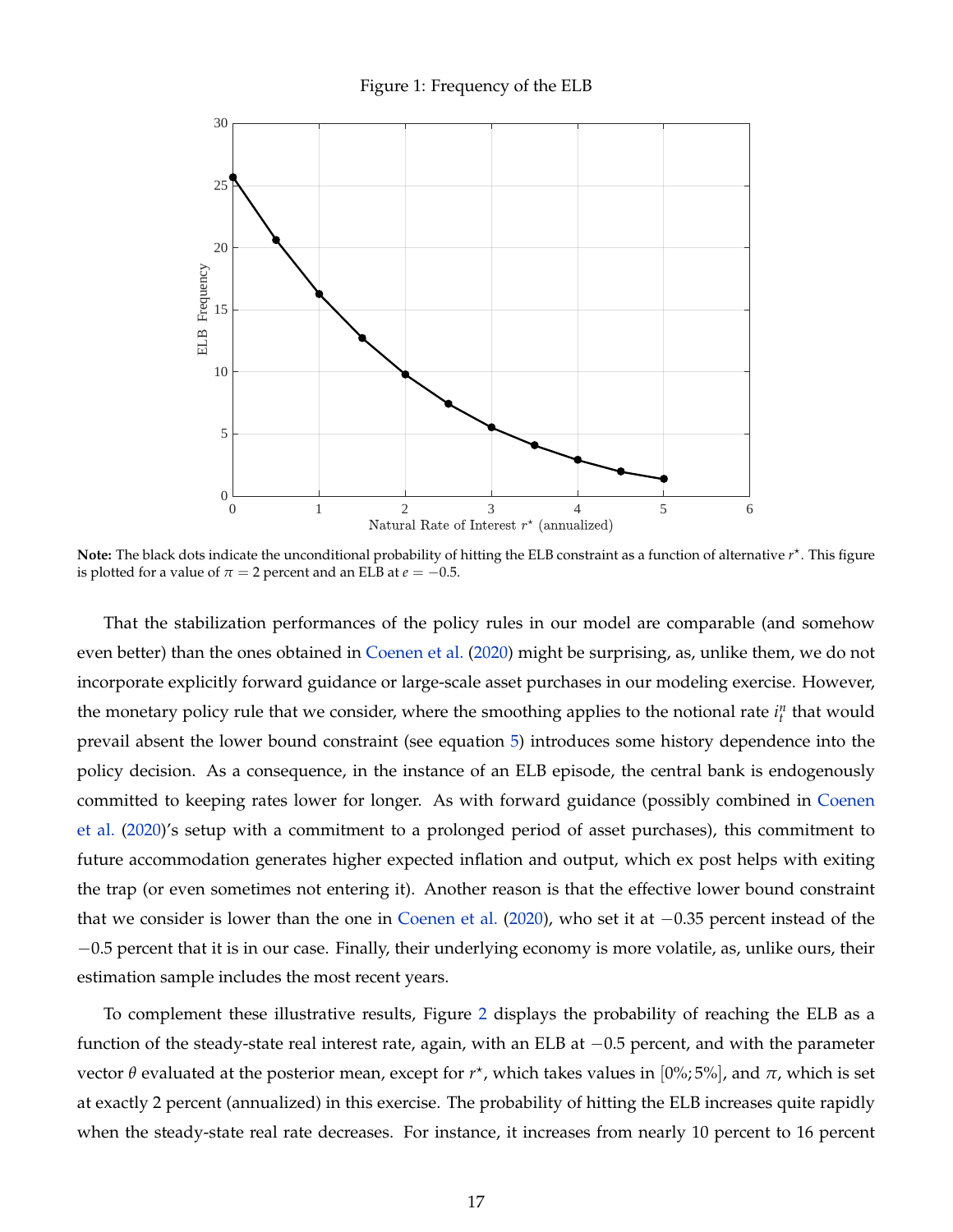Figure 1: Frequency of the ELB

**Note:** The black dots indicate the unconditional probability of hitting the ELB constraint as a function of alternative $r^\star$. This figure is plotted for a value of $\pi = 2$ percent and an ELB at $e = -0.5$.

That the stabilization performances of the policy rules in our model are comparable (and somehow even better) than the ones obtained in Coenen et al. (2020) might be surprising, as, unlike them, we do not incorporate explicitly forward guidance or large-scale asset purchases in our modeling exercise. However, the monetary policy rule that we consider, where the smoothing applies to the notional rate $i_t^n$ that would prevail absent the lower bound constraint (see equation 5) introduces some history dependence into the policy decision. As a consequence, in the instance of an ELB episode, the central bank is endogenously committed to keeping rates lower for longer. As with forward guidance (possibly combined in Coenen et al. (2020)'s setup with a commitment to a prolonged period of asset purchases), this commitment to future accommodation generates higher expected inflation and output, which ex post helps with exiting the trap (or even sometimes not entering it). Another reason is that the effective lower bound constraint that we consider is lower than the one in Coenen et al. (2020), who set it at $-0.35$ percent instead of the $-0.5$ percent that it is in our case. Finally, their underlying economy is more volatile, as, unlike ours, their estimation sample includes the most recent years.

To complement these illustrative results, Figure 2 displays the probability of reaching the ELB as a function of the steady-state real interest rate, again, with an ELB at $-0.5$ percent, and with the parameter vector $\theta$ evaluated at the posterior mean, except for $r^\star$, which takes values in $[0\%; 5\%]$, and $\pi$, which is set at exactly 2 percent (annualized) in this exercise. The probability of hitting the ELB increases quite rapidly when the steady-state real rate decreases. For instance, it increases from nearly 10 percent to 16 percent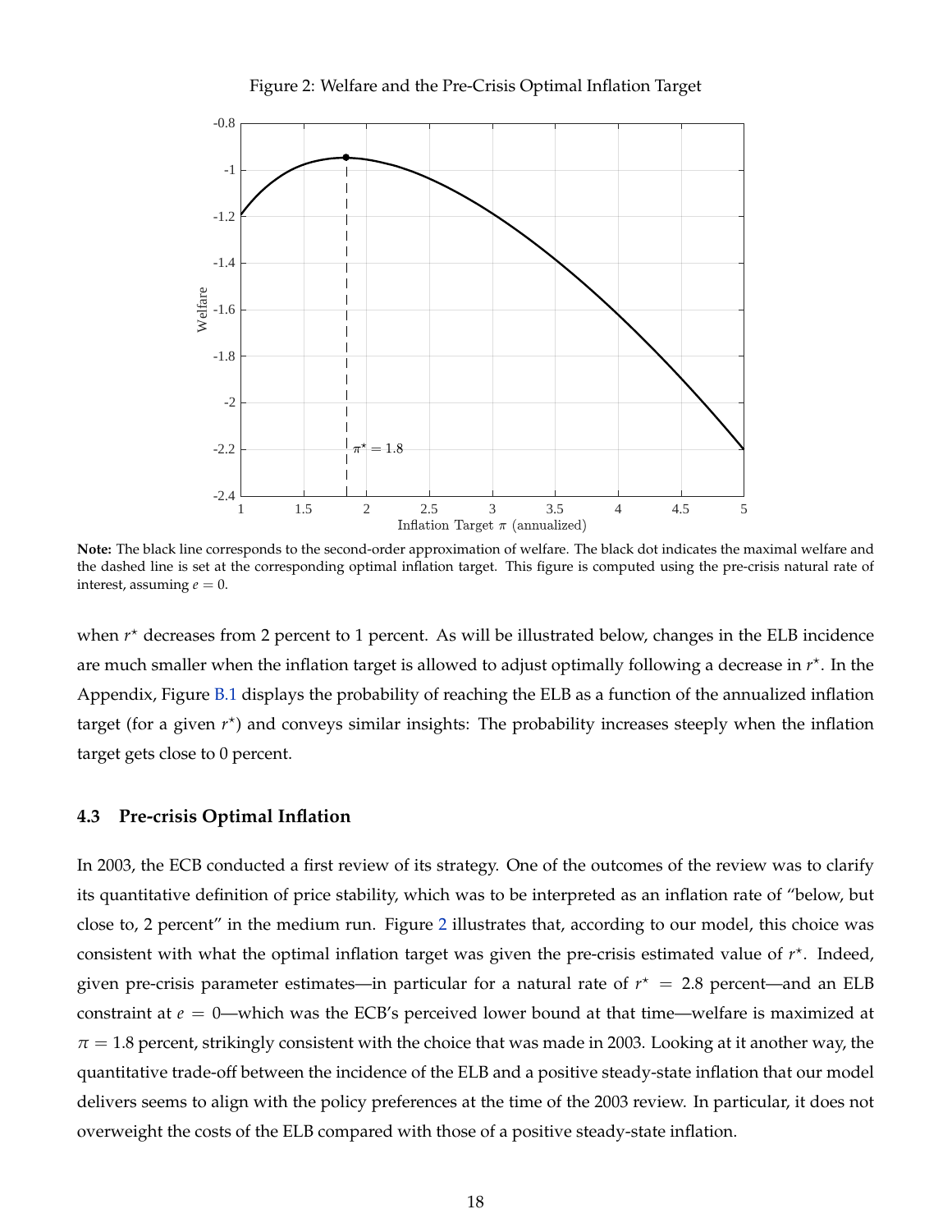Figure 2: Welfare and the Pre-Crisis Optimal Inflation Target

**Note:** The black line corresponds to the second-order approximation of welfare. The black dot indicates the maximal welfare and the dashed line is set at the corresponding optimal inflation target. This figure is computed using the pre-crisis natural rate of interest, assuming $e = 0$.

when $r^\star$ decreases from 2 percent to 1 percent. As will be illustrated below, changes in the ELB incidence are much smaller when the inflation target is allowed to adjust optimally following a decrease in $r^\star$. In the Appendix, Figure B.1 displays the probability of reaching the ELB as a function of the annualized inflation target (for a given $r^\star$) and conveys similar insights: The probability increases steeply when the inflation target gets close to 0 percent.

### 4.3 Pre-crisis Optimal Inflation

In 2003, the ECB conducted a first review of its strategy. One of the outcomes of the review was to clarify its quantitative definition of price stability, which was to be interpreted as an inflation rate of "below, but close to, 2 percent" in the medium run. Figure 2 illustrates that, according to our model, this choice was consistent with what the optimal inflation target was given the pre-crisis estimated value of $r^\star$. Indeed, given pre-crisis parameter estimates—in particular for a natural rate of $r^\star = 2.8$ percent—and an ELB constraint at $e = 0$—which was the ECB's perceived lower bound at that time—welfare is maximized at $\pi = 1.8$ percent, strikingly consistent with the choice that was made in 2003. Looking at it another way, the quantitative trade-off between the incidence of the ELB and a positive steady-state inflation that our model delivers seems to align with the policy preferences at the time of the 2003 review. In particular, it does not overweight the costs of the ELB compared with those of a positive steady-state inflation.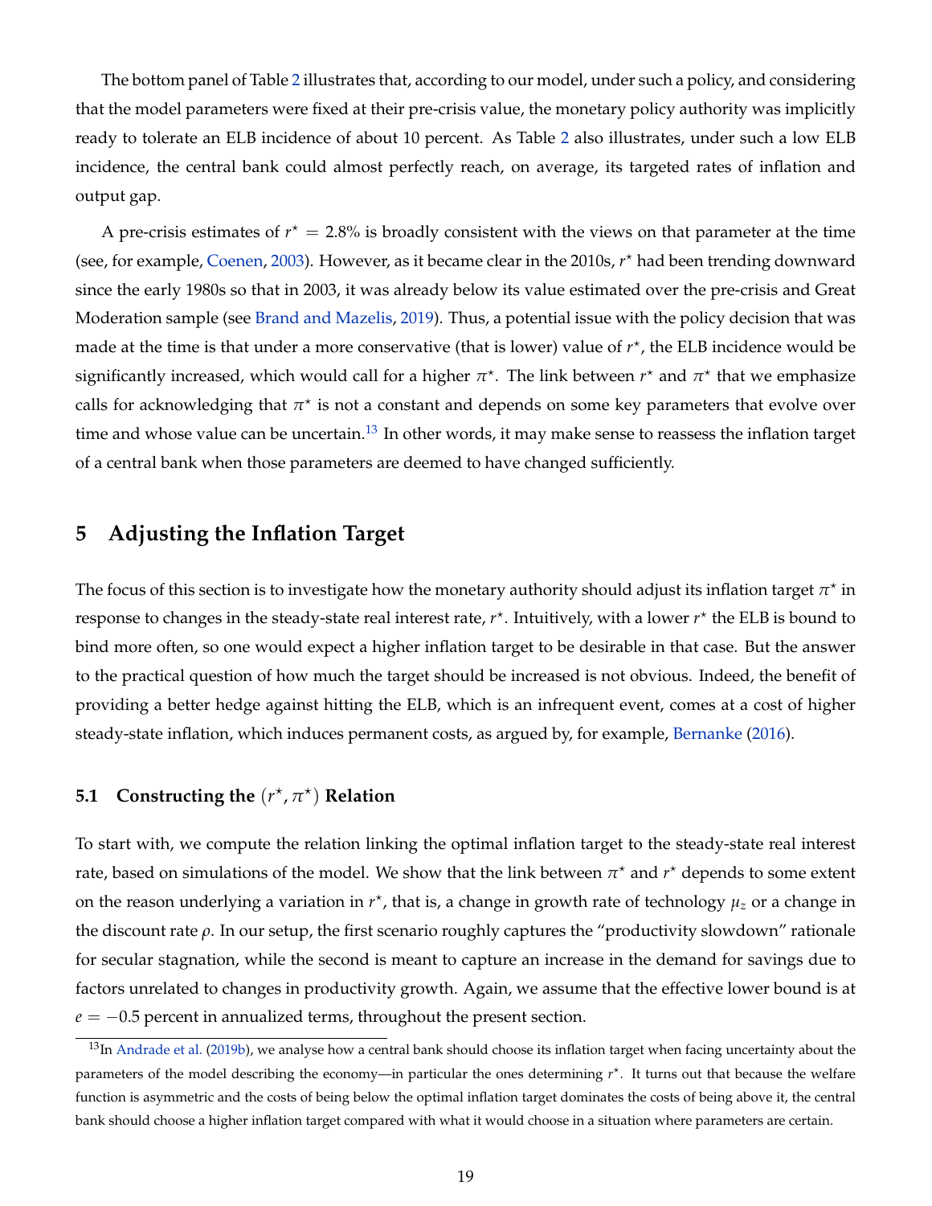The bottom panel of Table 2 illustrates that, according to our model, under such a policy, and considering that the model parameters were fixed at their pre-crisis value, the monetary policy authority was implicitly ready to tolerate an ELB incidence of about 10 percent. As Table 2 also illustrates, under such a low ELB incidence, the central bank could almost perfectly reach, on average, its targeted rates of inflation and output gap.

A pre-crisis estimates of $r^\star = 2.8\%$ is broadly consistent with the views on that parameter at the time (see, for example, Coenen, 2003). However, as it became clear in the 2010s, $r^\star$ had been trending downward since the early 1980s so that in 2003, it was already below its value estimated over the pre-crisis and Great Moderation sample (see Brand and Mazelis, 2019). Thus, a potential issue with the policy decision that was made at the time is that under a more conservative (that is lower) value of $r^\star$, the ELB incidence would be significantly increased, which would call for a higher $\pi^\star$. The link between $r^\star$ and $\pi^\star$ that we emphasize calls for acknowledging that $\pi^\star$ is not a constant and depends on some key parameters that evolve over time and whose value can be uncertain.[13] In other words, it may make sense to reassess the inflation target of a central bank when those parameters are deemed to have changed sufficiently.

# 5 Adjusting the Inflation Target

The focus of this section is to investigate how the monetary authority should adjust its inflation target $\pi^\star$ in response to changes in the steady-state real interest rate, $r^\star$. Intuitively, with a lower $r^\star$ the ELB is bound to bind more often, so one would expect a higher inflation target to be desirable in that case. But the answer to the practical question of how much the target should be increased is not obvious. Indeed, the benefit of providing a better hedge against hitting the ELB, which is an infrequent event, comes at a cost of higher steady-state inflation, which induces permanent costs, as argued by, for example, Bernanke (2016).

## 5.1 Constructing the $(r^\star, \pi^\star)$ Relation

To start with, we compute the relation linking the optimal inflation target to the steady-state real interest rate, based on simulations of the model. We show that the link between $\pi^\star$ and $r^\star$ depends to some extent on the reason underlying a variation in $r^\star$, that is, a change in growth rate of technology $\mu_z$ or a change in the discount rate $\rho$. In our setup, the first scenario roughly captures the "productivity slowdown" rationale for secular stagnation, while the second is meant to capture an increase in the demand for savings due to factors unrelated to changes in productivity growth. Again, we assume that the effective lower bound is at $e = -0.5$ percent in annualized terms, throughout the present section.

[13] In Andrade et al. (2019b), we analyse how a central bank should choose its inflation target when facing uncertainty about the parameters of the model describing the economy—in particular the ones determining $r^\star$. It turns out that because the welfare function is asymmetric and the costs of being below the optimal inflation target dominates the costs of being above it, the central bank should choose a higher inflation target compared with what it would choose in a situation where parameters are certain.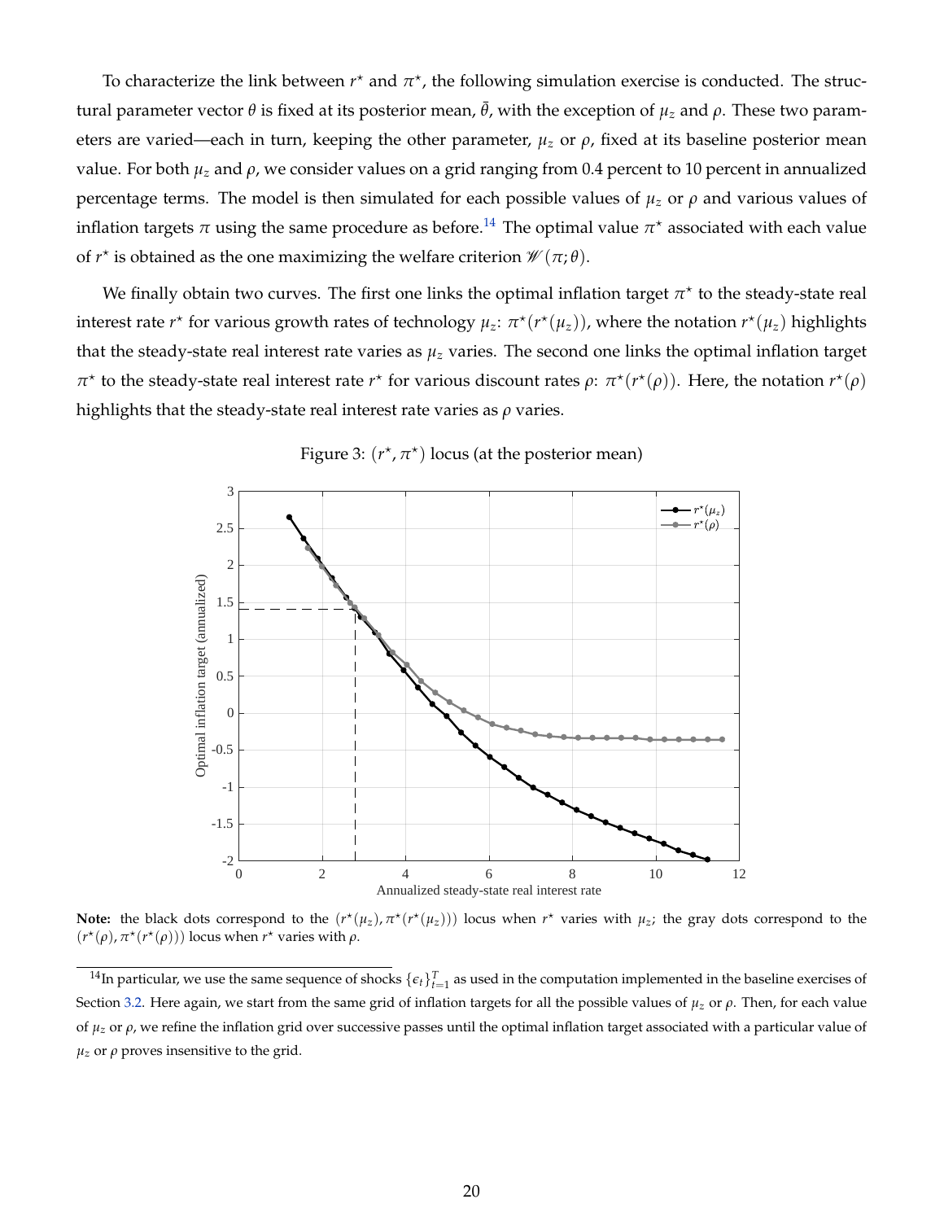To characterize the link between $r^\star$ and $\pi^\star$, the following simulation exercise is conducted. The structural parameter vector $\theta$ is fixed at its posterior mean, $\bar{\theta}$, with the exception of $\mu_z$ and $\rho$. These two parameters are varied—each in turn, keeping the other parameter, $\mu_z$ or $\rho$, fixed at its baseline posterior mean value. For both $\mu_z$ and $\rho$, we consider values on a grid ranging from 0.4 percent to 10 percent in annualized percentage terms. The model is then simulated for each possible values of $\mu_z$ or $\rho$ and various values of inflation targets $\pi$ using the same procedure as before.[14] The optimal value $\pi^\star$ associated with each value of $r^\star$ is obtained as the one maximizing the welfare criterion $\mathscr{W}(\pi;\theta)$.

We finally obtain two curves. The first one links the optimal inflation target $\pi^\star$ to the steady-state real interest rate $r^\star$ for various growth rates of technology $\mu_z$: $\pi^\star(r^\star(\mu_z))$, where the notation $r^\star(\mu_z)$ highlights that the steady-state real interest rate varies as $\mu_z$ varies. The second one links the optimal inflation target $\pi^\star$ to the steady-state real interest rate $r^\star$ for various discount rates $\rho$: $\pi^\star(r^\star(\rho))$. Here, the notation $r^\star(\rho)$ highlights that the steady-state real interest rate varies as $\rho$ varies.

Figure 3: $(r^\star, \pi^\star)$ locus (at the posterior mean)

**Note:** the black dots correspond to the $(r^\star(\mu_z), \pi^\star(r^\star(\mu_z)))$ locus when $r^\star$ varies with $\mu_z$; the gray dots correspond to the $(r^\star(\rho), \pi^\star(r^\star(\rho)))$ locus when $r^\star$ varies with $\rho$.

[14] In particular, we use the same sequence of shocks $\{\epsilon_t\}_{t=1}^T$ as used in the computation implemented in the baseline exercises of Section 3.2. Here again, we start from the same grid of inflation targets for all the possible values of $\mu_z$ or $\rho$. Then, for each value of $\mu_z$ or $\rho$, we refine the inflation grid over successive passes until the optimal inflation target associated with a particular value of $\mu_z$ or $\rho$ proves insensitive to the grid.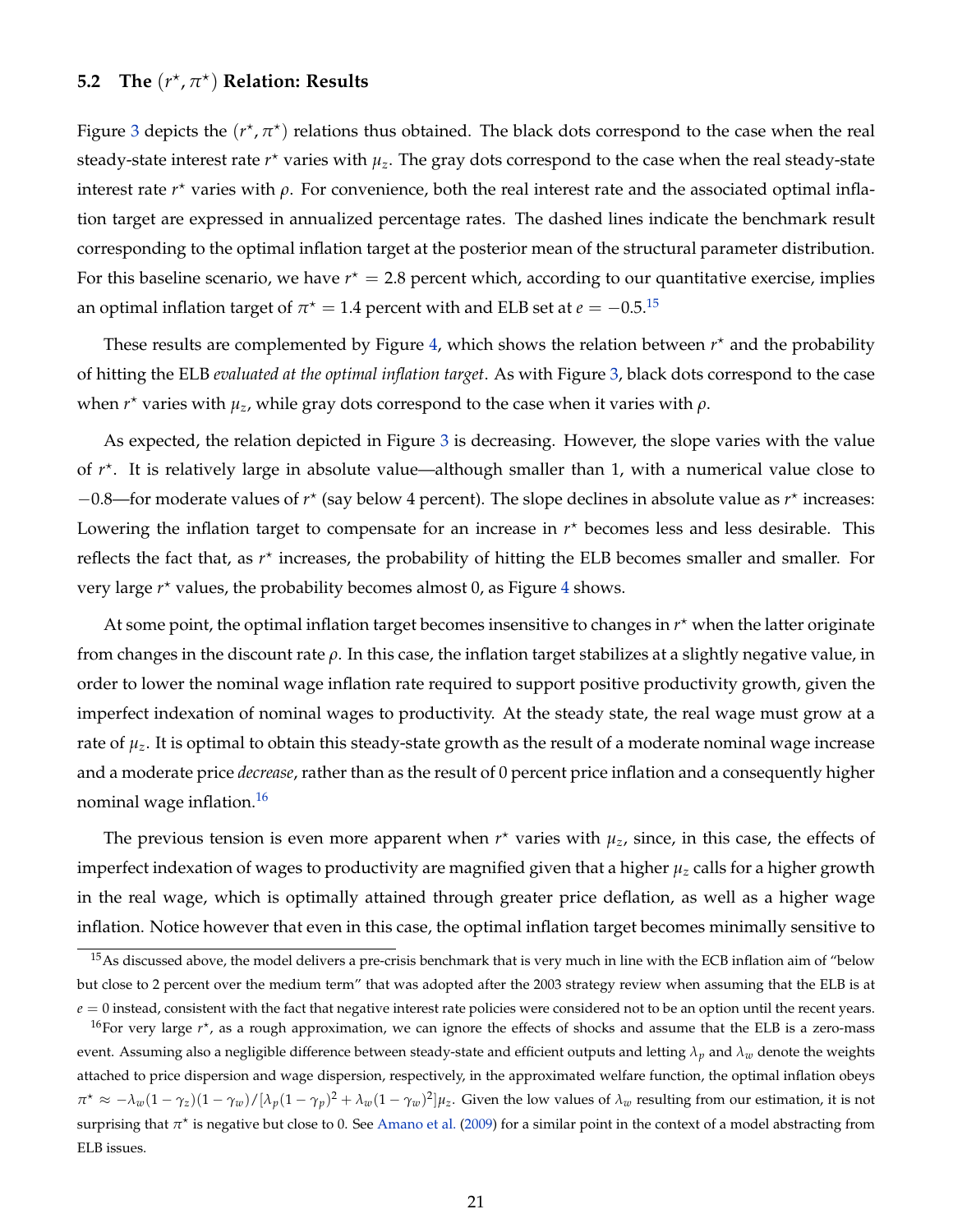### 5.2 The $(r^\star, \pi^\star)$ Relation: Results

Figure 3 depicts the $(r^\star, \pi^\star)$ relations thus obtained. The black dots correspond to the case when the real steady-state interest rate $r^\star$ varies with $\mu_z$. The gray dots correspond to the case when the real steady-state interest rate $r^\star$ varies with $\rho$. For convenience, both the real interest rate and the associated optimal inflation target are expressed in annualized percentage rates. The dashed lines indicate the benchmark result corresponding to the optimal inflation target at the posterior mean of the structural parameter distribution. For this baseline scenario, we have $r^\star = 2.8$ percent which, according to our quantitative exercise, implies an optimal inflation target of $\pi^\star = 1.4$ percent with and ELB set at $e = -0.5$.[15]

These results are complemented by Figure 4, which shows the relation between $r^\star$ and the probability of hitting the ELB *evaluated at the optimal inflation target*. As with Figure 3, black dots correspond to the case when $r^\star$ varies with $\mu_z$, while gray dots correspond to the case when it varies with $\rho$.

As expected, the relation depicted in Figure 3 is decreasing. However, the slope varies with the value of $r^\star$. It is relatively large in absolute value—although smaller than 1, with a numerical value close to $-0.8$—for moderate values of $r^\star$ (say below 4 percent). The slope declines in absolute value as $r^\star$ increases: Lowering the inflation target to compensate for an increase in $r^\star$ becomes less and less desirable. This reflects the fact that, as $r^\star$ increases, the probability of hitting the ELB becomes smaller and smaller. For very large $r^\star$ values, the probability becomes almost 0, as Figure 4 shows.

At some point, the optimal inflation target becomes insensitive to changes in $r^\star$ when the latter originate from changes in the discount rate $\rho$. In this case, the inflation target stabilizes at a slightly negative value, in order to lower the nominal wage inflation rate required to support positive productivity growth, given the imperfect indexation of nominal wages to productivity. At the steady state, the real wage must grow at a rate of $\mu_z$. It is optimal to obtain this steady-state growth as the result of a moderate nominal wage increase and a moderate price *decrease*, rather than as the result of 0 percent price inflation and a consequently higher nominal wage inflation.[16]

The previous tension is even more apparent when $r^\star$ varies with $\mu_z$, since, in this case, the effects of imperfect indexation of wages to productivity are magnified given that a higher $\mu_z$ calls for a higher growth in the real wage, which is optimally attained through greater price deflation, as well as a higher wage inflation. Notice however that even in this case, the optimal inflation target becomes minimally sensitive to

---

[15] As discussed above, the model delivers a pre-crisis benchmark that is very much in line with the ECB inflation aim of "below but close to 2 percent over the medium term" that was adopted after the 2003 strategy review when assuming that the ELB is at $e = 0$ instead, consistent with the fact that negative interest rate policies were considered not to be an option until the recent years.

[16] For very large $r^\star$, as a rough approximation, we can ignore the effects of shocks and assume that the ELB is a zero-mass event. Assuming also a negligible difference between steady-state and efficient outputs and letting $\lambda_p$ and $\lambda_w$ denote the weights attached to price dispersion and wage dispersion, respectively, in the approximated welfare function, the optimal inflation obeys $\pi^\star \approx -\lambda_w(1-\gamma_z)(1-\gamma_w)/[\lambda_p(1-\gamma_p)^2 + \lambda_w(1-\gamma_w)^2]\mu_z$. Given the low values of $\lambda_w$ resulting from our estimation, it is not surprising that $\pi^\star$ is negative but close to 0. See Amano et al. (2009) for a similar point in the context of a model abstracting from ELB issues.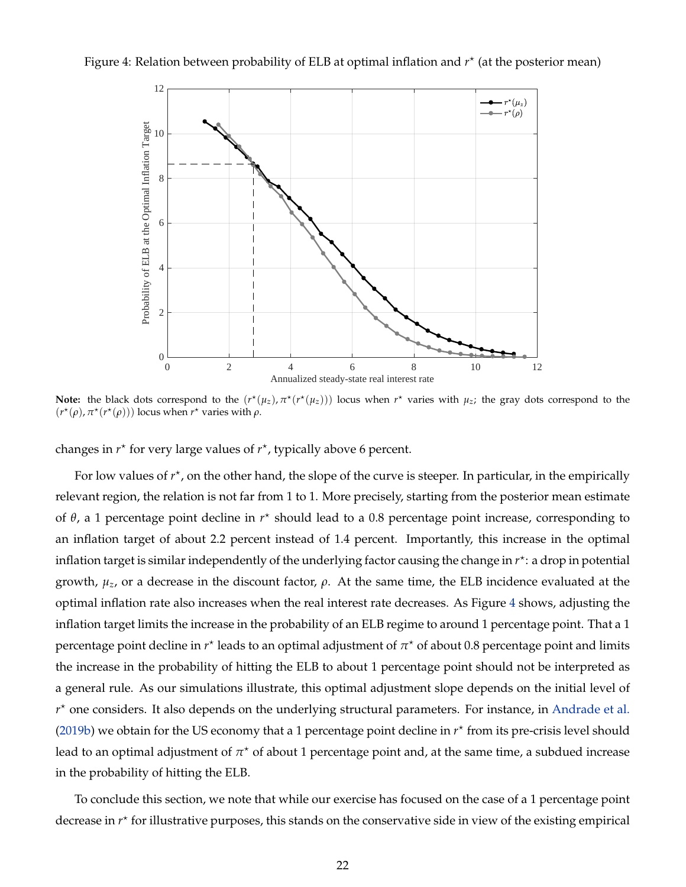Figure 4: Relation between probability of ELB at optimal inflation and $r^\star$ (at the posterior mean)

**Note:** the black dots correspond to the $(r^\star(\mu_z), \pi^\star(r^\star(\mu_z)))$ locus when $r^\star$ varies with $\mu_z$; the gray dots correspond to the $(r^\star(\rho), \pi^\star(r^\star(\rho)))$ locus when $r^\star$ varies with $\rho$.

changes in $r^\star$ for very large values of $r^\star$, typically above 6 percent.

For low values of $r^\star$, on the other hand, the slope of the curve is steeper. In particular, in the empirically relevant region, the relation is not far from 1 to 1. More precisely, starting from the posterior mean estimate of $\theta$, a 1 percentage point decline in $r^\star$ should lead to a 0.8 percentage point increase, corresponding to an inflation target of about 2.2 percent instead of 1.4 percent. Importantly, this increase in the optimal inflation target is similar independently of the underlying factor causing the change in $r^\star$: a drop in potential growth, $\mu_z$, or a decrease in the discount factor, $\rho$. At the same time, the ELB incidence evaluated at the optimal inflation rate also increases when the real interest rate decreases. As Figure 4 shows, adjusting the inflation target limits the increase in the probability of an ELB regime to around 1 percentage point. That a 1 percentage point decline in $r^\star$ leads to an optimal adjustment of $\pi^\star$ of about 0.8 percentage point and limits the increase in the probability of hitting the ELB to about 1 percentage point should not be interpreted as a general rule. As our simulations illustrate, this optimal adjustment slope depends on the initial level of $r^\star$ one considers. It also depends on the underlying structural parameters. For instance, in Andrade et al. (2019b) we obtain for the US economy that a 1 percentage point decline in $r^\star$ from its pre-crisis level should lead to an optimal adjustment of $\pi^\star$ of about 1 percentage point and, at the same time, a subdued increase in the probability of hitting the ELB.

To conclude this section, we note that while our exercise has focused on the case of a 1 percentage point decrease in $r^\star$ for illustrative purposes, this stands on the conservative side in view of the existing empirical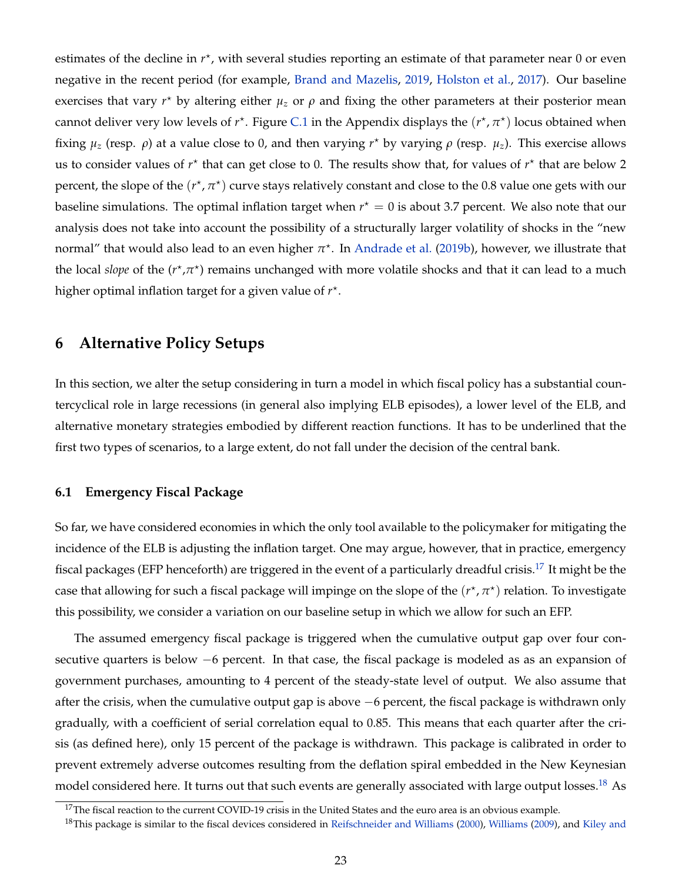estimates of the decline in $r^\star$, with several studies reporting an estimate of that parameter near 0 or even negative in the recent period (for example, Brand and Mazelis, 2019, Holston et al., 2017). Our baseline exercises that vary $r^\star$ by altering either $\mu_z$ or $\rho$ and fixing the other parameters at their posterior mean cannot deliver very low levels of $r^\star$. Figure C.1 in the Appendix displays the $(r^\star, \pi^\star)$ locus obtained when fixing $\mu_z$ (resp. $\rho$) at a value close to 0, and then varying $r^\star$ by varying $\rho$ (resp. $\mu_z$). This exercise allows us to consider values of $r^\star$ that can get close to 0. The results show that, for values of $r^\star$ that are below 2 percent, the slope of the $(r^\star, \pi^\star)$ curve stays relatively constant and close to the 0.8 value one gets with our baseline simulations. The optimal inflation target when $r^\star = 0$ is about 3.7 percent. We also note that our analysis does not take into account the possibility of a structurally larger volatility of shocks in the "new normal" that would also lead to an even higher $\pi^\star$. In Andrade et al. (2019b), however, we illustrate that the local *slope* of the $(r^\star,\pi^\star)$ remains unchanged with more volatile shocks and that it can lead to a much higher optimal inflation target for a given value of $r^\star$.

# 6 Alternative Policy Setups

In this section, we alter the setup considering in turn a model in which fiscal policy has a substantial countercyclical role in large recessions (in general also implying ELB episodes), a lower level of the ELB, and alternative monetary strategies embodied by different reaction functions. It has to be underlined that the first two types of scenarios, to a large extent, do not fall under the decision of the central bank.

## 6.1 Emergency Fiscal Package

So far, we have considered economies in which the only tool available to the policymaker for mitigating the incidence of the ELB is adjusting the inflation target. One may argue, however, that in practice, emergency fiscal packages (EFP henceforth) are triggered in the event of a particularly dreadful crisis.[17] It might be the case that allowing for such a fiscal package will impinge on the slope of the $(r^\star, \pi^\star)$ relation. To investigate this possibility, we consider a variation on our baseline setup in which we allow for such an EFP.

The assumed emergency fiscal package is triggered when the cumulative output gap over four consecutive quarters is below $-6$ percent. In that case, the fiscal package is modeled as as an expansion of government purchases, amounting to 4 percent of the steady-state level of output. We also assume that after the crisis, when the cumulative output gap is above $-6$ percent, the fiscal package is withdrawn only gradually, with a coefficient of serial correlation equal to 0.85. This means that each quarter after the crisis (as defined here), only 15 percent of the package is withdrawn. This package is calibrated in order to prevent extremely adverse outcomes resulting from the deflation spiral embedded in the New Keynesian model considered here. It turns out that such events are generally associated with large output losses.[18] As

[17] The fiscal reaction to the current COVID-19 crisis in the United States and the euro area is an obvious example.

[18] This package is similar to the fiscal devices considered in Reifschneider and Williams (2000), Williams (2009), and Kiley and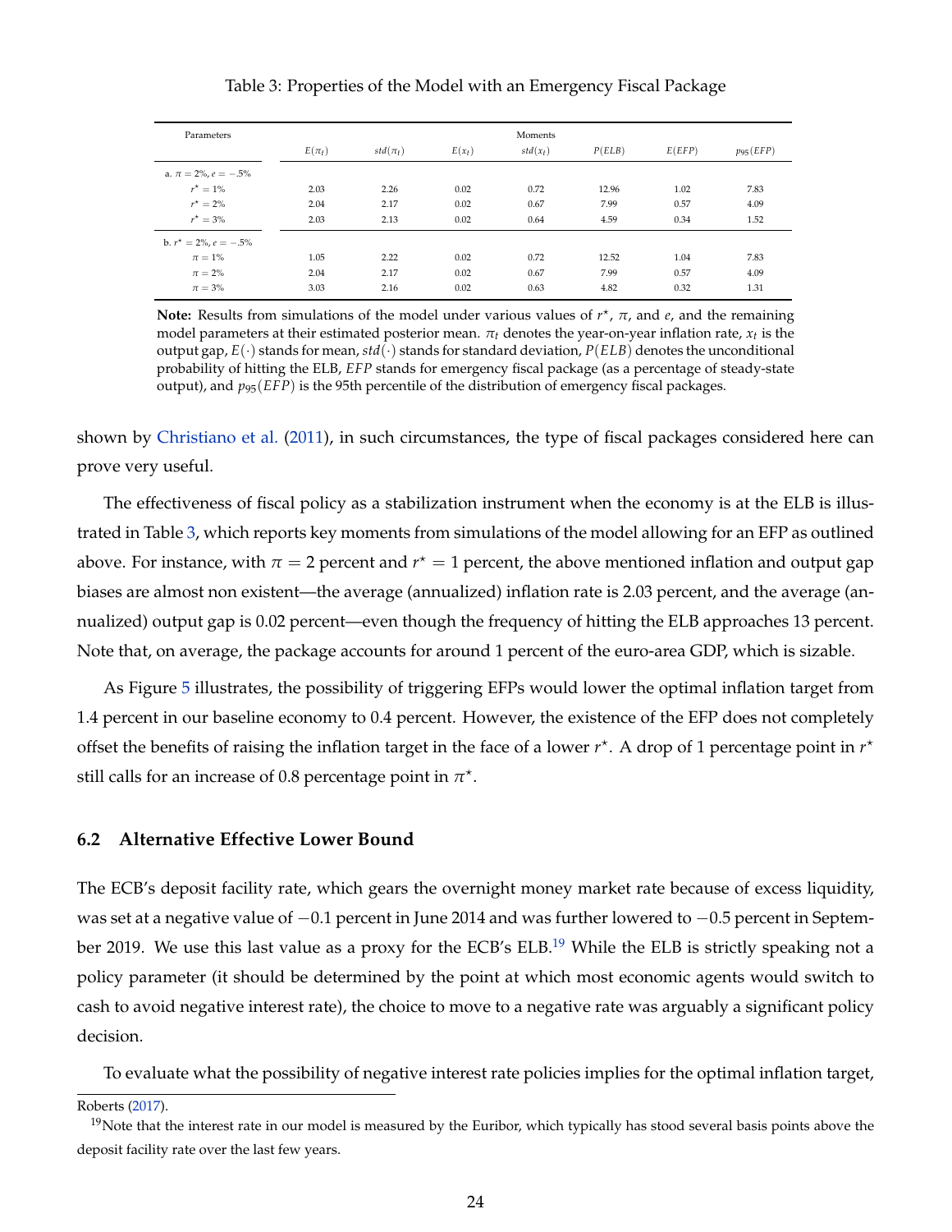Table 3: Properties of the Model with an Emergency Fiscal Package

| Parameters | Moments | | | | | | |
|---|---|---|---|---|---|---|---|
| | $E(\pi_t)$ | $std(\pi_t)$ | $E(x_t)$ | $std(x_t)$ | $P(ELB)$ | $E(EFP)$ | $p_{95}(EFP)$ |
| a. $\pi = 2\%, e = -.5\%$ | | | | | | | |
| $r^\star = 1\%$ | 2.03 | 2.26 | 0.02 | 0.72 | 12.96 | 1.02 | 7.83 |
| $r^\star = 2\%$ | 2.04 | 2.17 | 0.02 | 0.67 | 7.99 | 0.57 | 4.09 |
| $r^\star = 3\%$ | 2.03 | 2.13 | 0.02 | 0.64 | 4.59 | 0.34 | 1.52 |
| b. $r^\star = 2\%, e = -.5\%$ | | | | | | | |
| $\pi = 1\%$ | 1.05 | 2.22 | 0.02 | 0.72 | 12.52 | 1.04 | 7.83 |
| $\pi = 2\%$ | 2.04 | 2.17 | 0.02 | 0.67 | 7.99 | 0.57 | 4.09 |
| $\pi = 3\%$ | 3.03 | 2.16 | 0.02 | 0.63 | 4.82 | 0.32 | 1.31 |

**Note:** Results from simulations of the model under various values of $r^\star$, $\pi$, and $e$, and the remaining model parameters at their estimated posterior mean. $\pi_t$ denotes the year-on-year inflation rate, $x_t$ is the output gap, $E(\cdot)$ stands for mean, $std(\cdot)$ stands for standard deviation, $P(ELB)$ denotes the unconditional probability of hitting the ELB, $EFP$ stands for emergency fiscal package (as a percentage of steady-state output), and $p_{95}(EFP)$ is the 95th percentile of the distribution of emergency fiscal packages.

shown by Christiano et al. (2011), in such circumstances, the type of fiscal packages considered here can prove very useful.

The effectiveness of fiscal policy as a stabilization instrument when the economy is at the ELB is illustrated in Table 3, which reports key moments from simulations of the model allowing for an EFP as outlined above. For instance, with $\pi = 2$ percent and $r^\star = 1$ percent, the above mentioned inflation and output gap biases are almost non existent—the average (annualized) inflation rate is 2.03 percent, and the average (annualized) output gap is 0.02 percent—even though the frequency of hitting the ELB approaches 13 percent. Note that, on average, the package accounts for around 1 percent of the euro-area GDP, which is sizable.

As Figure 5 illustrates, the possibility of triggering EFPs would lower the optimal inflation target from 1.4 percent in our baseline economy to 0.4 percent. However, the existence of the EFP does not completely offset the benefits of raising the inflation target in the face of a lower $r^\star$. A drop of 1 percentage point in $r^\star$ still calls for an increase of 0.8 percentage point in $\pi^\star$.

### 6.2 Alternative Effective Lower Bound

The ECB's deposit facility rate, which gears the overnight money market rate because of excess liquidity, was set at a negative value of −0.1 percent in June 2014 and was further lowered to −0.5 percent in September 2019. We use this last value as a proxy for the ECB's ELB.[19] While the ELB is strictly speaking not a policy parameter (it should be determined by the point at which most economic agents would switch to cash to avoid negative interest rate), the choice to move to a negative rate was arguably a significant policy decision.

To evaluate what the possibility of negative interest rate policies implies for the optimal inflation target,

Roberts (2017).

[19] Note that the interest rate in our model is measured by the Euribor, which typically has stood several basis points above the deposit facility rate over the last few years.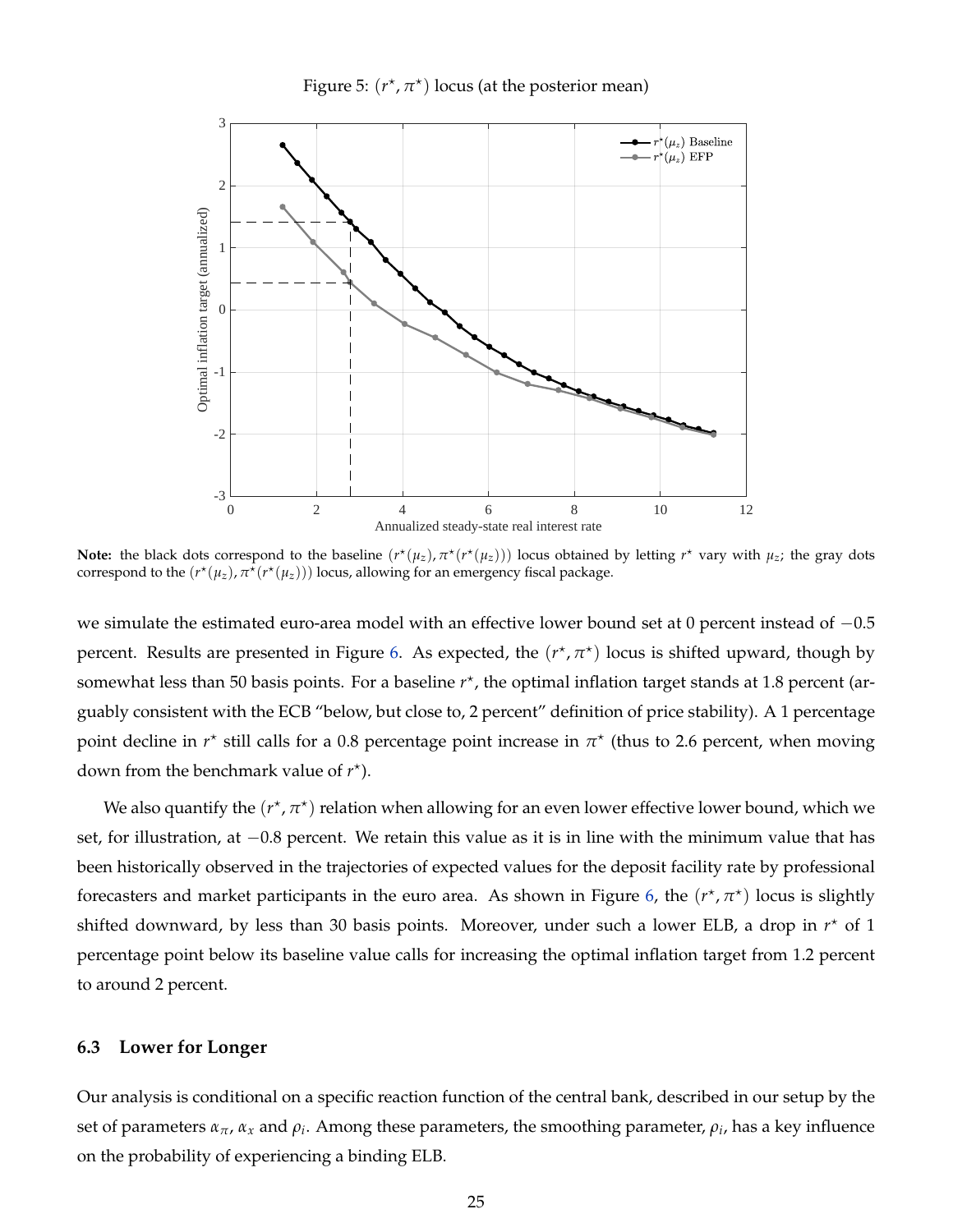Figure 5: $(r^{\star}, \pi^{\star})$ locus (at the posterior mean)

**Note:** the black dots correspond to the baseline $(r^{\star}(\mu_z), \pi^{\star}(r^{\star}(\mu_z)))$ locus obtained by letting $r^{\star}$ vary with $\mu_z$; the gray dots correspond to the $(r^{\star}(\mu_z), \pi^{\star}(r^{\star}(\mu_z)))$ locus, allowing for an emergency fiscal package.

we simulate the estimated euro-area model with an effective lower bound set at 0 percent instead of $-0.5$ percent. Results are presented in Figure 6. As expected, the $(r^{\star}, \pi^{\star})$ locus is shifted upward, though by somewhat less than 50 basis points. For a baseline $r^{\star}$, the optimal inflation target stands at 1.8 percent (arguably consistent with the ECB "below, but close to, 2 percent" definition of price stability). A 1 percentage point decline in $r^{\star}$ still calls for a 0.8 percentage point increase in $\pi^{\star}$ (thus to 2.6 percent, when moving down from the benchmark value of $r^{\star}$).

We also quantify the $(r^{\star}, \pi^{\star})$ relation when allowing for an even lower effective lower bound, which we set, for illustration, at $-0.8$ percent. We retain this value as it is in line with the minimum value that has been historically observed in the trajectories of expected values for the deposit facility rate by professional forecasters and market participants in the euro area. As shown in Figure 6, the $(r^{\star}, \pi^{\star})$ locus is slightly shifted downward, by less than 30 basis points. Moreover, under such a lower ELB, a drop in $r^{\star}$ of 1 percentage point below its baseline value calls for increasing the optimal inflation target from 1.2 percent to around 2 percent.

### 6.3 Lower for Longer

Our analysis is conditional on a specific reaction function of the central bank, described in our setup by the set of parameters $\alpha_{\pi}$, $\alpha_x$ and $\rho_i$. Among these parameters, the smoothing parameter, $\rho_i$, has a key influence on the probability of experiencing a binding ELB.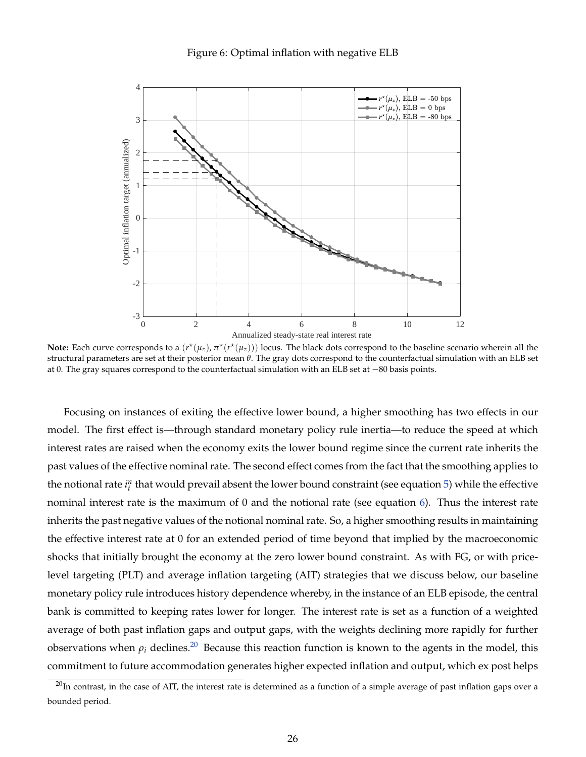Figure 6: Optimal inflation with negative ELB

**Note:** Each curve corresponds to a $(r^\star(\mu_z), \pi^\star(r^\star(\mu_z)))$ locus. The black dots correspond to the baseline scenario wherein all the structural parameters are set at their posterior mean $\bar{\theta}$. The gray dots correspond to the counterfactual simulation with an ELB set at 0. The gray squares correspond to the counterfactual simulation with an ELB set at $-80$ basis points.

Focusing on instances of exiting the effective lower bound, a higher smoothing has two effects in our model. The first effect is—through standard monetary policy rule inertia—to reduce the speed at which interest rates are raised when the economy exits the lower bound regime since the current rate inherits the past values of the effective nominal rate. The second effect comes from the fact that the smoothing applies to the notional rate $i_t^n$ that would prevail absent the lower bound constraint (see equation 5) while the effective nominal interest rate is the maximum of 0 and the notional rate (see equation 6). Thus the interest rate inherits the past negative values of the notional nominal rate. So, a higher smoothing results in maintaining the effective interest rate at 0 for an extended period of time beyond that implied by the macroeconomic shocks that initially brought the economy at the zero lower bound constraint. As with FG, or with price-level targeting (PLT) and average inflation targeting (AIT) strategies that we discuss below, our baseline monetary policy rule introduces history dependence whereby, in the instance of an ELB episode, the central bank is committed to keeping rates lower for longer. The interest rate is set as a function of a weighted average of both past inflation gaps and output gaps, with the weights declining more rapidly for further observations when $\rho_i$ declines.[20] Because this reaction function is known to the agents in the model, this commitment to future accommodation generates higher expected inflation and output, which ex post helps

[20] In contrast, in the case of AIT, the interest rate is determined as a function of a simple average of past inflation gaps over a bounded period.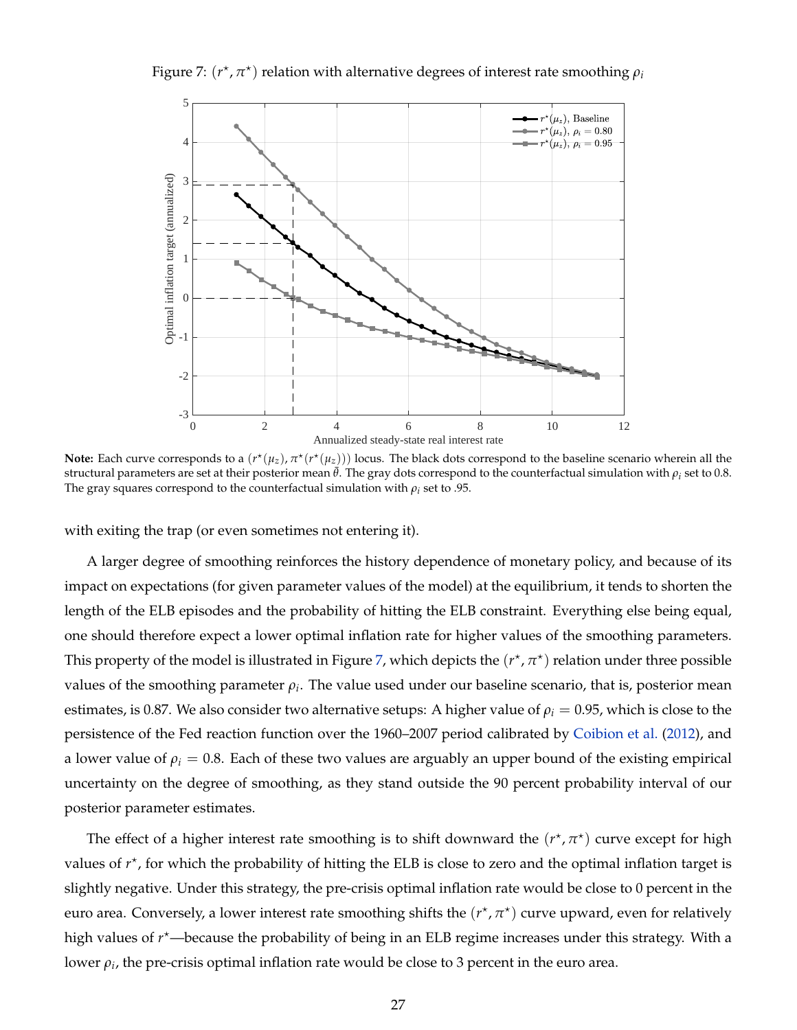Figure 7: $(r^\star, \pi^\star)$ relation with alternative degrees of interest rate smoothing $\rho_i$

**Note:** Each curve corresponds to a $(r^\star(\mu_z), \pi^\star(r^\star(\mu_z)))$ locus. The black dots correspond to the baseline scenario wherein all the structural parameters are set at their posterior mean $\bar{\theta}$. The gray dots correspond to the counterfactual simulation with $\rho_i$ set to 0.8. The gray squares correspond to the counterfactual simulation with $\rho_i$ set to .95.

with exiting the trap (or even sometimes not entering it).

A larger degree of smoothing reinforces the history dependence of monetary policy, and because of its impact on expectations (for given parameter values of the model) at the equilibrium, it tends to shorten the length of the ELB episodes and the probability of hitting the ELB constraint. Everything else being equal, one should therefore expect a lower optimal inflation rate for higher values of the smoothing parameters. This property of the model is illustrated in Figure 7, which depicts the $(r^\star, \pi^\star)$ relation under three possible values of the smoothing parameter $\rho_i$. The value used under our baseline scenario, that is, posterior mean estimates, is 0.87. We also consider two alternative setups: A higher value of $\rho_i = 0.95$, which is close to the persistence of the Fed reaction function over the 1960–2007 period calibrated by Coibion et al. (2012), and a lower value of $\rho_i = 0.8$. Each of these two values are arguably an upper bound of the existing empirical uncertainty on the degree of smoothing, as they stand outside the 90 percent probability interval of our posterior parameter estimates.

The effect of a higher interest rate smoothing is to shift downward the $(r^\star, \pi^\star)$ curve except for high values of $r^\star$, for which the probability of hitting the ELB is close to zero and the optimal inflation target is slightly negative. Under this strategy, the pre-crisis optimal inflation rate would be close to 0 percent in the euro area. Conversely, a lower interest rate smoothing shifts the $(r^\star, \pi^\star)$ curve upward, even for relatively high values of $r^\star$—because the probability of being in an ELB regime increases under this strategy. With a lower $\rho_i$, the pre-crisis optimal inflation rate would be close to 3 percent in the euro area.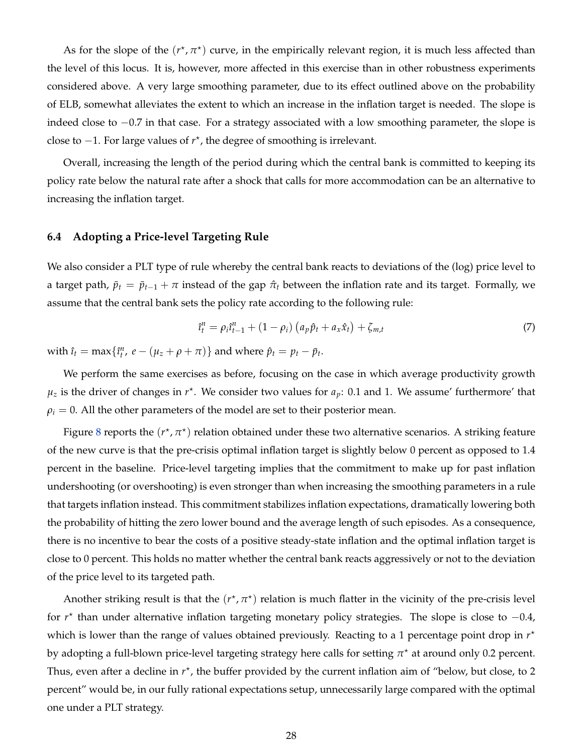As for the slope of the $(r^{\star}, \pi^{\star})$ curve, in the empirically relevant region, it is much less affected than the level of this locus. It is, however, more affected in this exercise than in other robustness experiments considered above. A very large smoothing parameter, due to its effect outlined above on the probability of ELB, somewhat alleviates the extent to which an increase in the inflation target is needed. The slope is indeed close to $-0.7$ in that case. For a strategy associated with a low smoothing parameter, the slope is close to $-1$. For large values of $r^{\star}$, the degree of smoothing is irrelevant.

Overall, increasing the length of the period during which the central bank is committed to keeping its policy rate below the natural rate after a shock that calls for more accommodation can be an alternative to increasing the inflation target.

### 6.4 Adopting a Price-level Targeting Rule

We also consider a PLT type of rule whereby the central bank reacts to deviations of the (log) price level to a target path, $\bar{p}_t = \bar{p}_{t-1} + \pi$ instead of the gap $\hat{\pi}_t$ between the inflation rate and its target. Formally, we assume that the central bank sets the policy rate according to the following rule:

$$\hat{\imath}_t^n = \rho_i \hat{\imath}_{t-1}^n + (1 - \rho_i) \left( a_p \hat{p}_t + a_x \hat{x}_t \right) + \zeta_{m,t} \tag{7}$$

with $\hat{\imath}_t = \max\{\hat{\imath}_t^n,\ e - (\mu_z + \rho + \pi)\}$ and where $\hat{p}_t = p_t - \bar{p}_t$.

We perform the same exercises as before, focusing on the case in which average productivity growth $\mu_z$ is the driver of changes in $r^{\star}$. We consider two values for $a_p$: 0.1 and 1. We assume' furthermore' that $\rho_i = 0$. All the other parameters of the model are set to their posterior mean.

Figure 8 reports the $(r^{\star}, \pi^{\star})$ relation obtained under these two alternative scenarios. A striking feature of the new curve is that the pre-crisis optimal inflation target is slightly below 0 percent as opposed to 1.4 percent in the baseline. Price-level targeting implies that the commitment to make up for past inflation undershooting (or overshooting) is even stronger than when increasing the smoothing parameters in a rule that targets inflation instead. This commitment stabilizes inflation expectations, dramatically lowering both the probability of hitting the zero lower bound and the average length of such episodes. As a consequence, there is no incentive to bear the costs of a positive steady-state inflation and the optimal inflation target is close to 0 percent. This holds no matter whether the central bank reacts aggressively or not to the deviation of the price level to its targeted path.

Another striking result is that the $(r^{\star}, \pi^{\star})$ relation is much flatter in the vicinity of the pre-crisis level for $r^{\star}$ than under alternative inflation targeting monetary policy strategies. The slope is close to $-0.4$, which is lower than the range of values obtained previously. Reacting to a 1 percentage point drop in $r^{\star}$ by adopting a full-blown price-level targeting strategy here calls for setting $\pi^{\star}$ at around only 0.2 percent. Thus, even after a decline in $r^{\star}$, the buffer provided by the current inflation aim of "below, but close, to 2 percent" would be, in our fully rational expectations setup, unnecessarily large compared with the optimal one under a PLT strategy.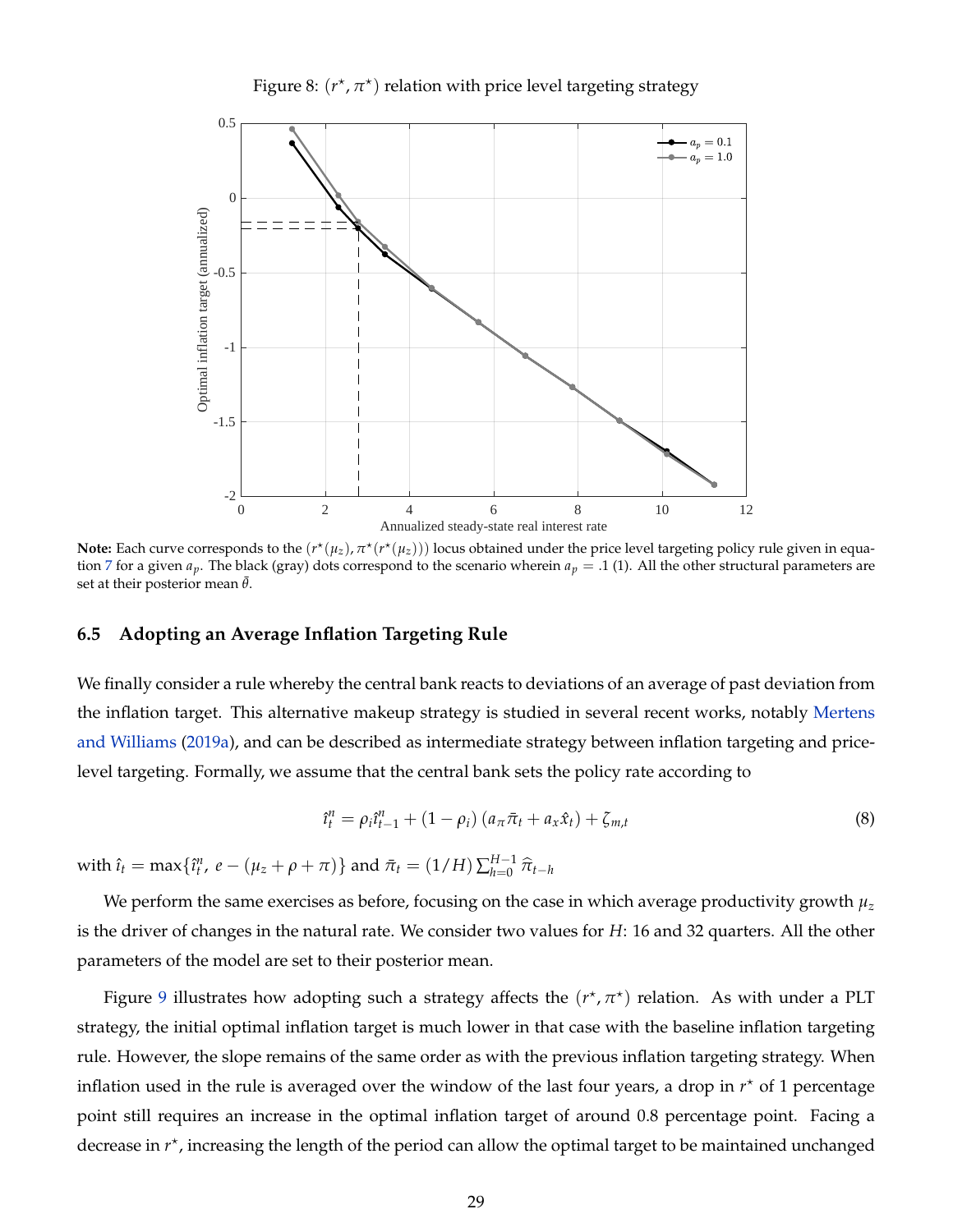Figure 8: $(r^{\star}, \pi^{\star})$ relation with price level targeting strategy

**Note:** Each curve corresponds to the $(r^{\star}(\mu_z), \pi^{\star}(r^{\star}(\mu_z)))$ locus obtained under the price level targeting policy rule given in equation 7 for a given $a_p$. The black (gray) dots correspond to the scenario wherein $a_p = .1$ (1). All the other structural parameters are set at their posterior mean $\bar{\theta}$.

### 6.5 Adopting an Average Inflation Targeting Rule

We finally consider a rule whereby the central bank reacts to deviations of an average of past deviation from the inflation target. This alternative makeup strategy is studied in several recent works, notably Mertens and Williams (2019a), and can be described as intermediate strategy between inflation targeting and price-level targeting. Formally, we assume that the central bank sets the policy rate according to

$$\hat{\imath}_t^n = \rho_i \hat{\imath}_{t-1}^n + (1 - \rho_i)\left(a_\pi \bar{\pi}_t + a_x \hat{x}_t\right) + \zeta_{m,t} \tag{8}$$

with $\hat{\imath}_t = \max\{\hat{\imath}_t^n,\ e - (\mu_z + \rho + \pi)\}$ and $\bar{\pi}_t = (1/H)\sum_{h=0}^{H-1} \widehat{\pi}_{t-h}$

We perform the same exercises as before, focusing on the case in which average productivity growth $\mu_z$ is the driver of changes in the natural rate. We consider two values for $H$: 16 and 32 quarters. All the other parameters of the model are set to their posterior mean.

Figure 9 illustrates how adopting such a strategy affects the $(r^{\star}, \pi^{\star})$ relation. As with under a PLT strategy, the initial optimal inflation target is much lower in that case with the baseline inflation targeting rule. However, the slope remains of the same order as with the previous inflation targeting strategy. When inflation used in the rule is averaged over the window of the last four years, a drop in $r^{\star}$ of 1 percentage point still requires an increase in the optimal inflation target of around 0.8 percentage point. Facing a decrease in $r^{\star}$, increasing the length of the period can allow the optimal target to be maintained unchanged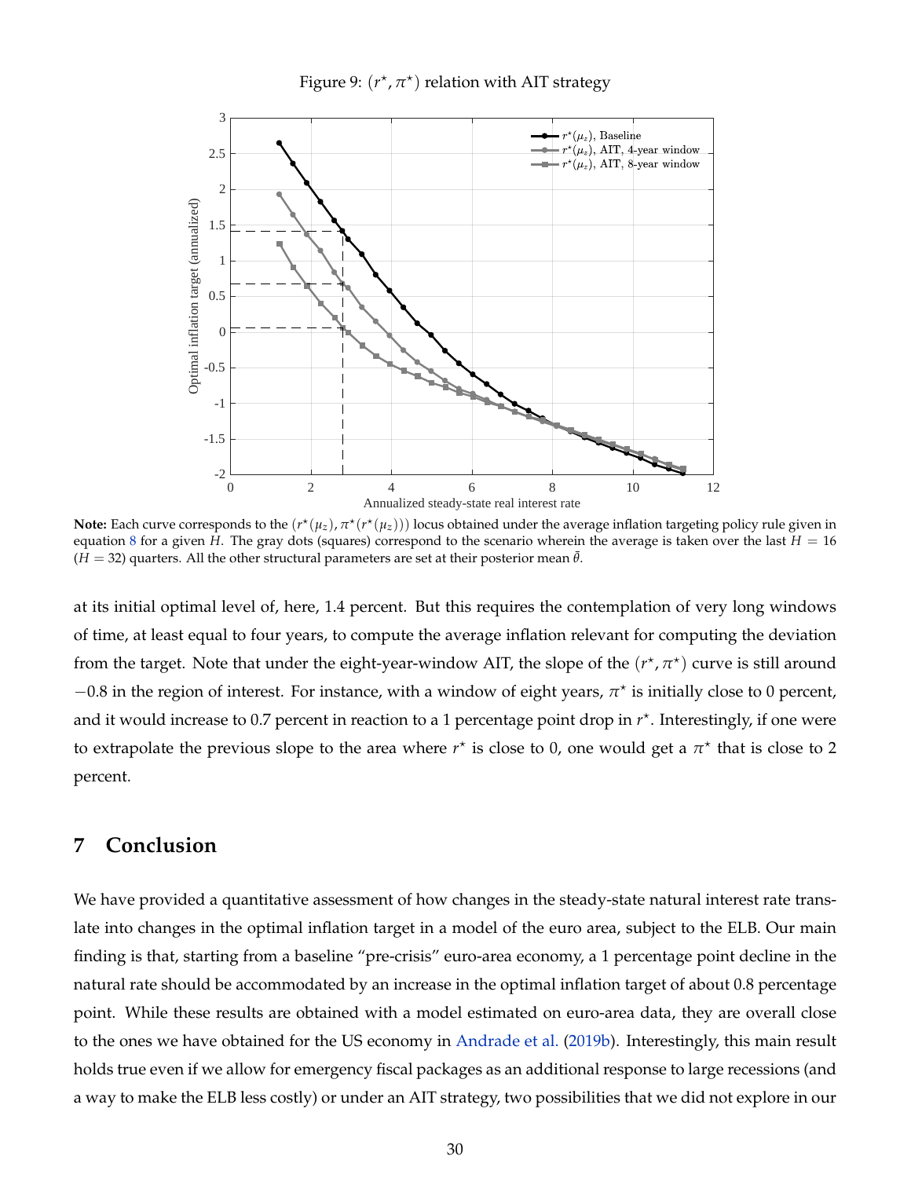Figure 9: $(r^{\star}, \pi^{\star})$ relation with AIT strategy

**Note:** Each curve corresponds to the $(r^{\star}(\mu_z), \pi^{\star}(r^{\star}(\mu_z)))$ locus obtained under the average inflation targeting policy rule given in equation 8 for a given $H$. The gray dots (squares) correspond to the scenario wherein the average is taken over the last $H = 16$ ($H = 32$) quarters. All the other structural parameters are set at their posterior mean $\bar{\theta}$.

at its initial optimal level of, here, 1.4 percent. But this requires the contemplation of very long windows of time, at least equal to four years, to compute the average inflation relevant for computing the deviation from the target. Note that under the eight-year-window AIT, the slope of the $(r^{\star}, \pi^{\star})$ curve is still around $-0.8$ in the region of interest. For instance, with a window of eight years, $\pi^{\star}$ is initially close to 0 percent, and it would increase to 0.7 percent in reaction to a 1 percentage point drop in $r^{\star}$. Interestingly, if one were to extrapolate the previous slope to the area where $r^{\star}$ is close to 0, one would get a $\pi^{\star}$ that is close to 2 percent.

## 7 Conclusion

We have provided a quantitative assessment of how changes in the steady-state natural interest rate translate into changes in the optimal inflation target in a model of the euro area, subject to the ELB. Our main finding is that, starting from a baseline "pre-crisis" euro-area economy, a 1 percentage point decline in the natural rate should be accommodated by an increase in the optimal inflation target of about 0.8 percentage point. While these results are obtained with a model estimated on euro-area data, they are overall close to the ones we have obtained for the US economy in Andrade et al. (2019b). Interestingly, this main result holds true even if we allow for emergency fiscal packages as an additional response to large recessions (and a way to make the ELB less costly) or under an AIT strategy, two possibilities that we did not explore in our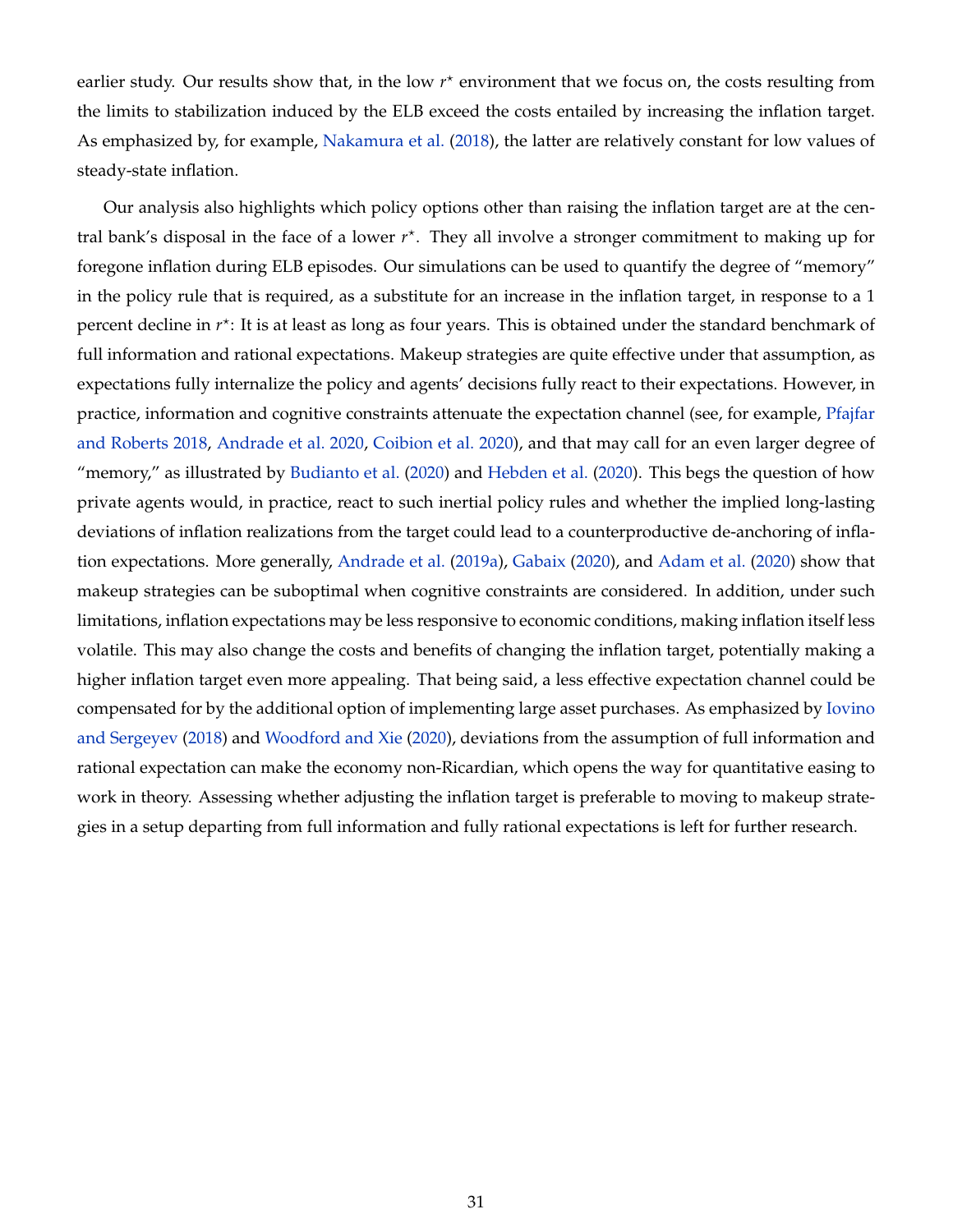earlier study. Our results show that, in the low $r^{\star}$ environment that we focus on, the costs resulting from the limits to stabilization induced by the ELB exceed the costs entailed by increasing the inflation target. As emphasized by, for example, Nakamura et al. (2018), the latter are relatively constant for low values of steady-state inflation.

Our analysis also highlights which policy options other than raising the inflation target are at the central bank's disposal in the face of a lower $r^{\star}$. They all involve a stronger commitment to making up for foregone inflation during ELB episodes. Our simulations can be used to quantify the degree of "memory" in the policy rule that is required, as a substitute for an increase in the inflation target, in response to a 1 percent decline in $r^{\star}$: It is at least as long as four years. This is obtained under the standard benchmark of full information and rational expectations. Makeup strategies are quite effective under that assumption, as expectations fully internalize the policy and agents' decisions fully react to their expectations. However, in practice, information and cognitive constraints attenuate the expectation channel (see, for example, Pfajfar and Roberts 2018, Andrade et al. 2020, Coibion et al. 2020), and that may call for an even larger degree of "memory," as illustrated by Budianto et al. (2020) and Hebden et al. (2020). This begs the question of how private agents would, in practice, react to such inertial policy rules and whether the implied long-lasting deviations of inflation realizations from the target could lead to a counterproductive de-anchoring of inflation expectations. More generally, Andrade et al. (2019a), Gabaix (2020), and Adam et al. (2020) show that makeup strategies can be suboptimal when cognitive constraints are considered. In addition, under such limitations, inflation expectations may be less responsive to economic conditions, making inflation itself less volatile. This may also change the costs and benefits of changing the inflation target, potentially making a higher inflation target even more appealing. That being said, a less effective expectation channel could be compensated for by the additional option of implementing large asset purchases. As emphasized by Iovino and Sergeyev (2018) and Woodford and Xie (2020), deviations from the assumption of full information and rational expectation can make the economy non-Ricardian, which opens the way for quantitative easing to work in theory. Assessing whether adjusting the inflation target is preferable to moving to makeup strategies in a setup departing from full information and fully rational expectations is left for further research.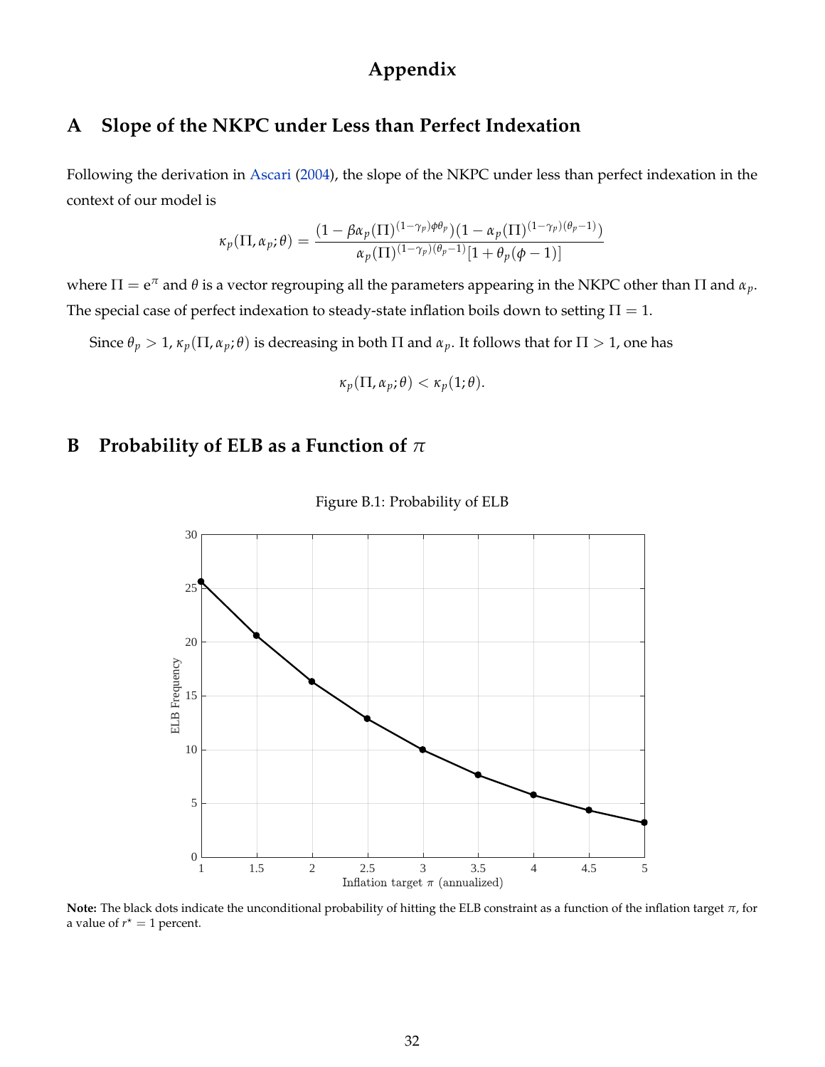# Appendix

## A Slope of the NKPC under Less than Perfect Indexation

Following the derivation in Ascari (2004), the slope of the NKPC under less than perfect indexation in the context of our model is

$$\kappa_p(\Pi, \alpha_p; \theta) = \frac{(1 - \beta\alpha_p(\Pi)^{(1-\gamma_p)\phi\theta_p})(1 - \alpha_p(\Pi)^{(1-\gamma_p)(\theta_p-1)})}{\alpha_p(\Pi)^{(1-\gamma_p)(\theta_p-1)}[1 + \theta_p(\phi - 1)]}$$

where $\Pi = e^{\pi}$ and $\theta$ is a vector regrouping all the parameters appearing in the NKPC other than $\Pi$ and $\alpha_p$. The special case of perfect indexation to steady-state inflation boils down to setting $\Pi = 1$.

Since $\theta_p > 1$, $\kappa_p(\Pi, \alpha_p; \theta)$ is decreasing in both $\Pi$ and $\alpha_p$. It follows that for $\Pi > 1$, one has

$$\kappa_p(\Pi, \alpha_p; \theta) < \kappa_p(1; \theta).$$

## B Probability of ELB as a Function of $\pi$

Figure B.1: Probability of ELB

**Note:** The black dots indicate the unconditional probability of hitting the ELB constraint as a function of the inflation target $\pi$, for a value of $r^\star = 1$ percent.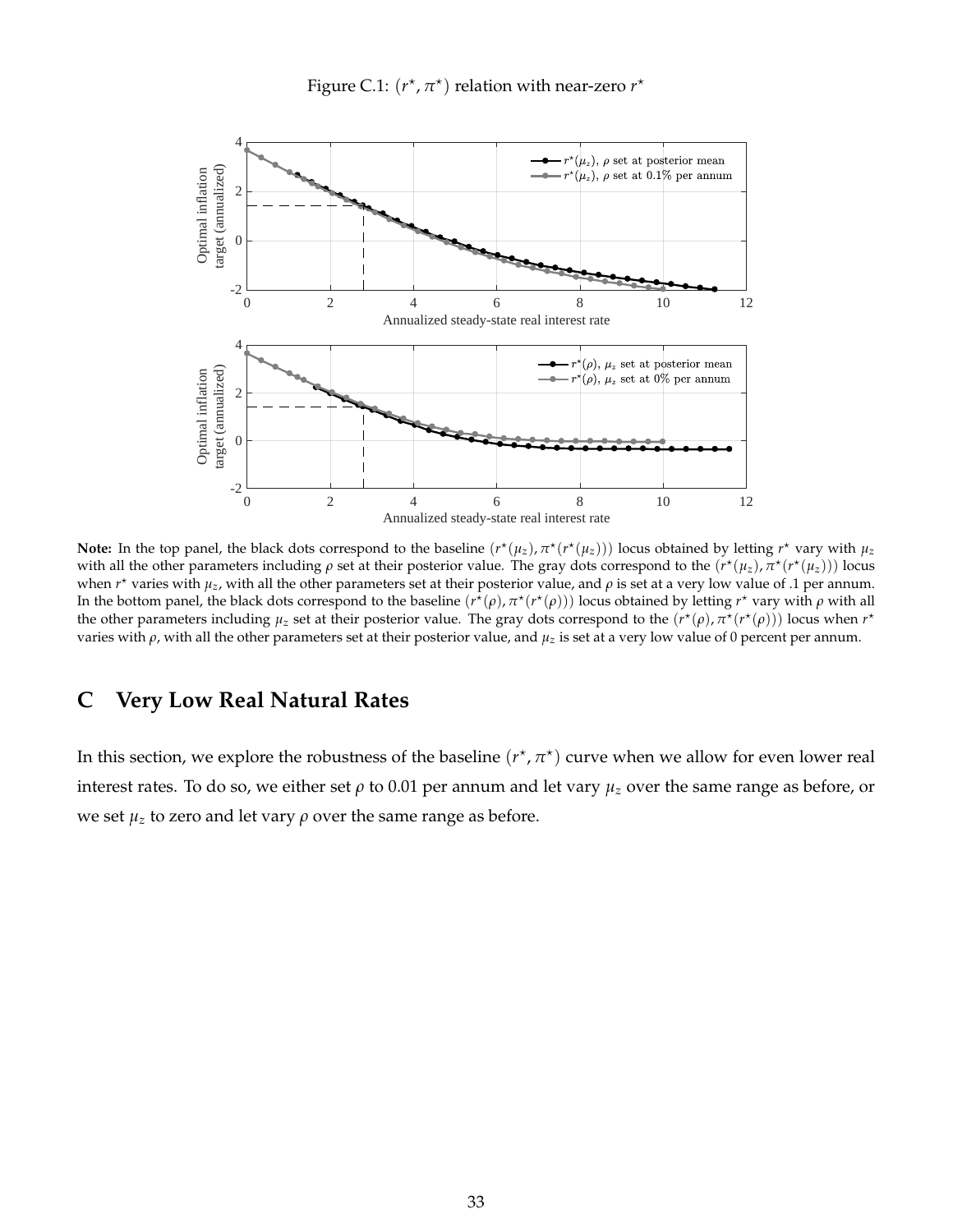Figure C.1: $(r^{\star}, \pi^{\star})$ relation with near-zero $r^{\star}$

**Note:** In the top panel, the black dots correspond to the baseline $(r^{\star}(\mu_z), \pi^{\star}(r^{\star}(\mu_z)))$ locus obtained by letting $r^{\star}$ vary with $\mu_z$ with all the other parameters including $\rho$ set at their posterior value. The gray dots correspond to the $(r^{\star}(\mu_z), \pi^{\star}(r^{\star}(\mu_z)))$ locus when $r^{\star}$ varies with $\mu_z$, with all the other parameters set at their posterior value, and $\rho$ is set at a very low value of .1 per annum. In the bottom panel, the black dots correspond to the baseline $(r^{\star}(\rho), \pi^{\star}(r^{\star}(\rho)))$ locus obtained by letting $r^{\star}$ vary with $\rho$ with all the other parameters including $\mu_z$ set at their posterior value. The gray dots correspond to the $(r^{\star}(\rho), \pi^{\star}(r^{\star}(\rho)))$ locus when $r^{\star}$ varies with $\rho$, with all the other parameters set at their posterior value, and $\mu_z$ is set at a very low value of 0 percent per annum.

# C Very Low Real Natural Rates

In this section, we explore the robustness of the baseline $(r^{\star}, \pi^{\star})$ curve when we allow for even lower real interest rates. To do so, we either set $\rho$ to 0.01 per annum and let vary $\mu_z$ over the same range as before, or we set $\mu_z$ to zero and let vary $\rho$ over the same range as before.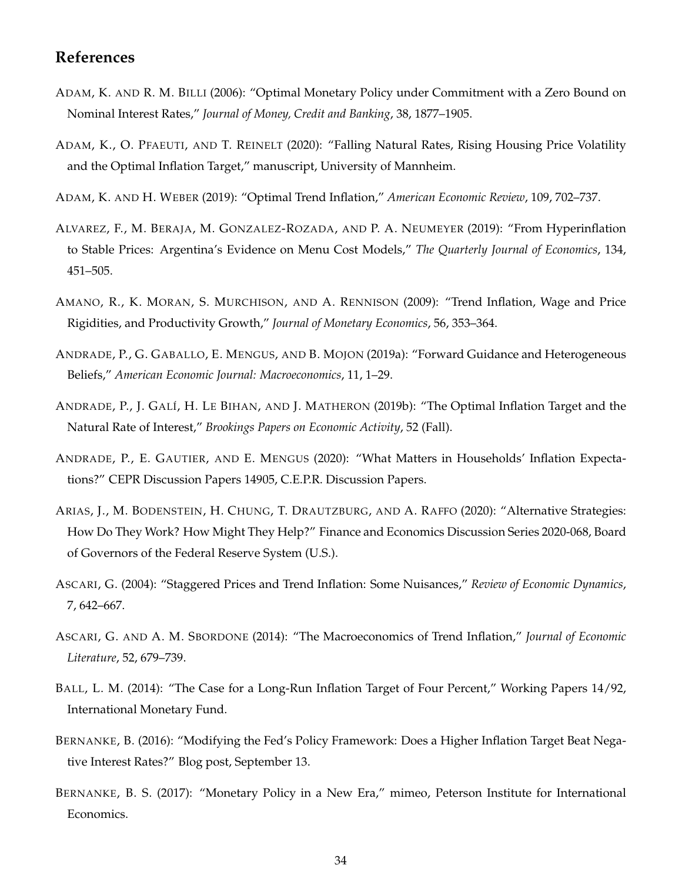## References

ADAM, K. AND R. M. BILLI (2006): "Optimal Monetary Policy under Commitment with a Zero Bound on Nominal Interest Rates," *Journal of Money, Credit and Banking*, 38, 1877–1905.

ADAM, K., O. PFAEUTI, AND T. REINELT (2020): "Falling Natural Rates, Rising Housing Price Volatility and the Optimal Inflation Target," manuscript, University of Mannheim.

ADAM, K. AND H. WEBER (2019): "Optimal Trend Inflation," *American Economic Review*, 109, 702–737.

ALVAREZ, F., M. BERAJA, M. GONZALEZ-ROZADA, AND P. A. NEUMEYER (2019): "From Hyperinflation to Stable Prices: Argentina's Evidence on Menu Cost Models," *The Quarterly Journal of Economics*, 134, 451–505.

AMANO, R., K. MORAN, S. MURCHISON, AND A. RENNISON (2009): "Trend Inflation, Wage and Price Rigidities, and Productivity Growth," *Journal of Monetary Economics*, 56, 353–364.

ANDRADE, P., G. GABALLO, E. MENGUS, AND B. MOJON (2019a): "Forward Guidance and Heterogeneous Beliefs," *American Economic Journal: Macroeconomics*, 11, 1–29.

ANDRADE, P., J. GALÍ, H. LE BIHAN, AND J. MATHERON (2019b): "The Optimal Inflation Target and the Natural Rate of Interest," *Brookings Papers on Economic Activity*, 52 (Fall).

ANDRADE, P., E. GAUTIER, AND E. MENGUS (2020): "What Matters in Households' Inflation Expectations?" CEPR Discussion Papers 14905, C.E.P.R. Discussion Papers.

ARIAS, J., M. BODENSTEIN, H. CHUNG, T. DRAUTZBURG, AND A. RAFFO (2020): "Alternative Strategies: How Do They Work? How Might They Help?" Finance and Economics Discussion Series 2020-068, Board of Governors of the Federal Reserve System (U.S.).

ASCARI, G. (2004): "Staggered Prices and Trend Inflation: Some Nuisances," *Review of Economic Dynamics*, 7, 642–667.

ASCARI, G. AND A. M. SBORDONE (2014): "The Macroeconomics of Trend Inflation," *Journal of Economic Literature*, 52, 679–739.

BALL, L. M. (2014): "The Case for a Long-Run Inflation Target of Four Percent," Working Papers 14/92, International Monetary Fund.

BERNANKE, B. (2016): "Modifying the Fed's Policy Framework: Does a Higher Inflation Target Beat Negative Interest Rates?" Blog post, September 13.

BERNANKE, B. S. (2017): "Monetary Policy in a New Era," mimeo, Peterson Institute for International Economics.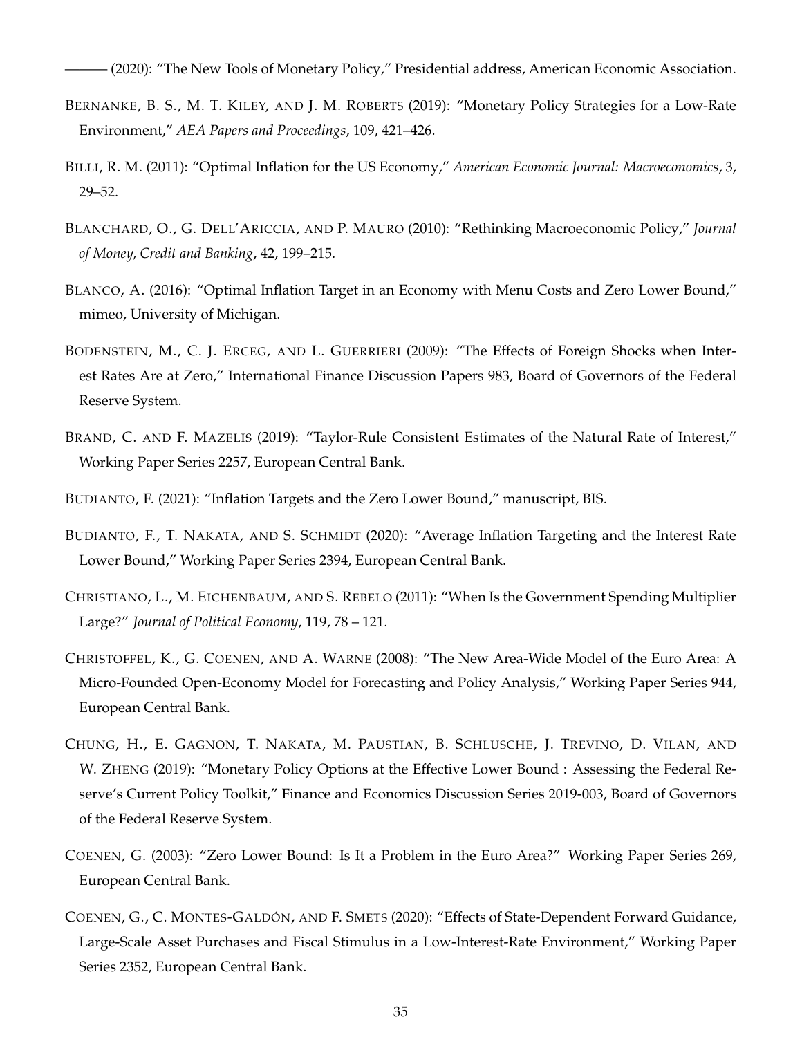——— (2020): "The New Tools of Monetary Policy," Presidential address, American Economic Association.

BERNANKE, B. S., M. T. KILEY, AND J. M. ROBERTS (2019): "Monetary Policy Strategies for a Low-Rate Environment," *AEA Papers and Proceedings*, 109, 421–426.

BILLI, R. M. (2011): "Optimal Inflation for the US Economy," *American Economic Journal: Macroeconomics*, 3, 29–52.

BLANCHARD, O., G. DELL'ARICCIA, AND P. MAURO (2010): "Rethinking Macroeconomic Policy," *Journal of Money, Credit and Banking*, 42, 199–215.

BLANCO, A. (2016): "Optimal Inflation Target in an Economy with Menu Costs and Zero Lower Bound," mimeo, University of Michigan.

BODENSTEIN, M., C. J. ERCEG, AND L. GUERRIERI (2009): "The Effects of Foreign Shocks when Interest Rates Are at Zero," International Finance Discussion Papers 983, Board of Governors of the Federal Reserve System.

BRAND, C. AND F. MAZELIS (2019): "Taylor-Rule Consistent Estimates of the Natural Rate of Interest," Working Paper Series 2257, European Central Bank.

BUDIANTO, F. (2021): "Inflation Targets and the Zero Lower Bound," manuscript, BIS.

BUDIANTO, F., T. NAKATA, AND S. SCHMIDT (2020): "Average Inflation Targeting and the Interest Rate Lower Bound," Working Paper Series 2394, European Central Bank.

CHRISTIANO, L., M. EICHENBAUM, AND S. REBELO (2011): "When Is the Government Spending Multiplier Large?" *Journal of Political Economy*, 119, 78 – 121.

CHRISTOFFEL, K., G. COENEN, AND A. WARNE (2008): "The New Area-Wide Model of the Euro Area: A Micro-Founded Open-Economy Model for Forecasting and Policy Analysis," Working Paper Series 944, European Central Bank.

CHUNG, H., E. GAGNON, T. NAKATA, M. PAUSTIAN, B. SCHLUSCHE, J. TREVINO, D. VILAN, AND W. ZHENG (2019): "Monetary Policy Options at the Effective Lower Bound : Assessing the Federal Reserve's Current Policy Toolkit," Finance and Economics Discussion Series 2019-003, Board of Governors of the Federal Reserve System.

COENEN, G. (2003): "Zero Lower Bound: Is It a Problem in the Euro Area?" Working Paper Series 269, European Central Bank.

COENEN, G., C. MONTES-GALDÓN, AND F. SMETS (2020): "Effects of State-Dependent Forward Guidance, Large-Scale Asset Purchases and Fiscal Stimulus in a Low-Interest-Rate Environment," Working Paper Series 2352, European Central Bank.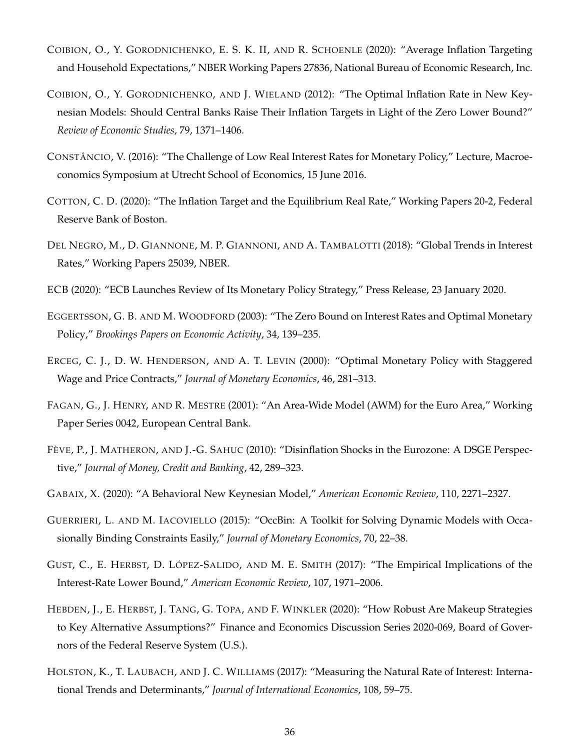COIBION, O., Y. GORODNICHENKO, E. S. K. II, AND R. SCHOENLE (2020): "Average Inflation Targeting and Household Expectations," NBER Working Papers 27836, National Bureau of Economic Research, Inc.

COIBION, O., Y. GORODNICHENKO, AND J. WIELAND (2012): "The Optimal Inflation Rate in New Keynesian Models: Should Central Banks Raise Their Inflation Targets in Light of the Zero Lower Bound?" *Review of Economic Studies*, 79, 1371–1406.

CONSTÂNCIO, V. (2016): "The Challenge of Low Real Interest Rates for Monetary Policy," Lecture, Macroeconomics Symposium at Utrecht School of Economics, 15 June 2016.

COTTON, C. D. (2020): "The Inflation Target and the Equilibrium Real Rate," Working Papers 20-2, Federal Reserve Bank of Boston.

DEL NEGRO, M., D. GIANNONE, M. P. GIANNONI, AND A. TAMBALOTTI (2018): "Global Trends in Interest Rates," Working Papers 25039, NBER.

ECB (2020): "ECB Launches Review of Its Monetary Policy Strategy," Press Release, 23 January 2020.

EGGERTSSON, G. B. AND M. WOODFORD (2003): "The Zero Bound on Interest Rates and Optimal Monetary Policy," *Brookings Papers on Economic Activity*, 34, 139–235.

ERCEG, C. J., D. W. HENDERSON, AND A. T. LEVIN (2000): "Optimal Monetary Policy with Staggered Wage and Price Contracts," *Journal of Monetary Economics*, 46, 281–313.

FAGAN, G., J. HENRY, AND R. MESTRE (2001): "An Area-Wide Model (AWM) for the Euro Area," Working Paper Series 0042, European Central Bank.

FÈVE, P., J. MATHERON, AND J.-G. SAHUC (2010): "Disinflation Shocks in the Eurozone: A DSGE Perspective," *Journal of Money, Credit and Banking*, 42, 289–323.

GABAIX, X. (2020): "A Behavioral New Keynesian Model," *American Economic Review*, 110, 2271–2327.

GUERRIERI, L. AND M. IACOVIELLO (2015): "OccBin: A Toolkit for Solving Dynamic Models with Occasionally Binding Constraints Easily," *Journal of Monetary Economics*, 70, 22–38.

GUST, C., E. HERBST, D. LÓPEZ-SALIDO, AND M. E. SMITH (2017): "The Empirical Implications of the Interest-Rate Lower Bound," *American Economic Review*, 107, 1971–2006.

HEBDEN, J., E. HERBST, J. TANG, G. TOPA, AND F. WINKLER (2020): "How Robust Are Makeup Strategies to Key Alternative Assumptions?" Finance and Economics Discussion Series 2020-069, Board of Governors of the Federal Reserve System (U.S.).

HOLSTON, K., T. LAUBACH, AND J. C. WILLIAMS (2017): "Measuring the Natural Rate of Interest: International Trends and Determinants," *Journal of International Economics*, 108, 59–75.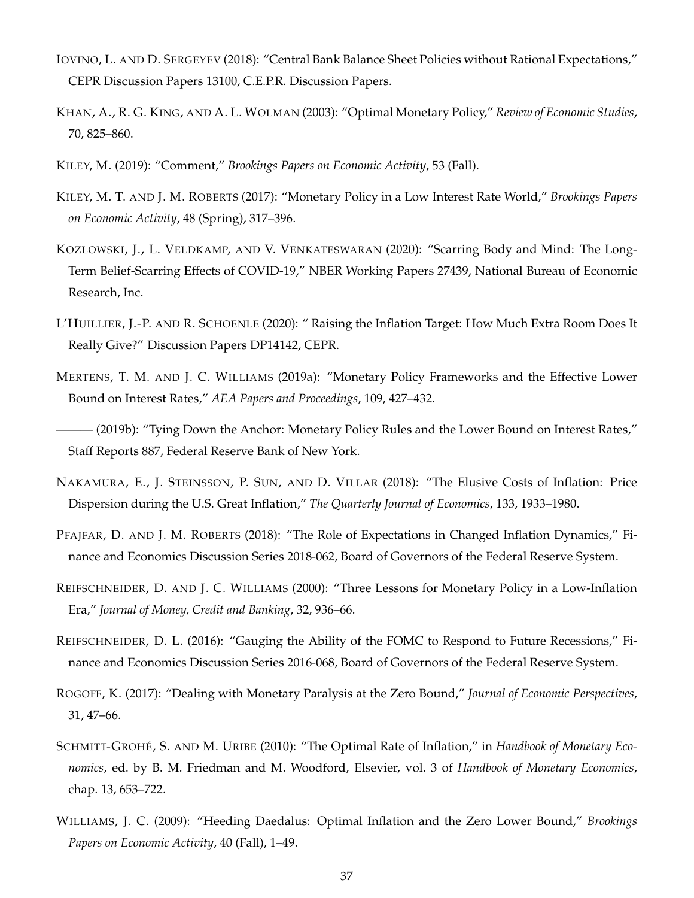Iovino, L. and D. Sergeyev (2018): "Central Bank Balance Sheet Policies without Rational Expectations," CEPR Discussion Papers 13100, C.E.P.R. Discussion Papers.

Khan, A., R. G. King, and A. L. Wolman (2003): "Optimal Monetary Policy," *Review of Economic Studies*, 70, 825–860.

Kiley, M. (2019): "Comment," *Brookings Papers on Economic Activity*, 53 (Fall).

Kiley, M. T. and J. M. Roberts (2017): "Monetary Policy in a Low Interest Rate World," *Brookings Papers on Economic Activity*, 48 (Spring), 317–396.

Kozlowski, J., L. Veldkamp, and V. Venkateswaran (2020): "Scarring Body and Mind: The Long-Term Belief-Scarring Effects of COVID-19," NBER Working Papers 27439, National Bureau of Economic Research, Inc.

L'Huillier, J.-P. and R. Schoenle (2020): " Raising the Inflation Target: How Much Extra Room Does It Really Give?" Discussion Papers DP14142, CEPR.

Mertens, T. M. and J. C. Williams (2019a): "Monetary Policy Frameworks and the Effective Lower Bound on Interest Rates," *AEA Papers and Proceedings*, 109, 427–432.

——— (2019b): "Tying Down the Anchor: Monetary Policy Rules and the Lower Bound on Interest Rates," Staff Reports 887, Federal Reserve Bank of New York.

Nakamura, E., J. Steinsson, P. Sun, and D. Villar (2018): "The Elusive Costs of Inflation: Price Dispersion during the U.S. Great Inflation," *The Quarterly Journal of Economics*, 133, 1933–1980.

Pfajfar, D. and J. M. Roberts (2018): "The Role of Expectations in Changed Inflation Dynamics," Finance and Economics Discussion Series 2018-062, Board of Governors of the Federal Reserve System.

Reifschneider, D. and J. C. Williams (2000): "Three Lessons for Monetary Policy in a Low-Inflation Era," *Journal of Money, Credit and Banking*, 32, 936–66.

Reifschneider, D. L. (2016): "Gauging the Ability of the FOMC to Respond to Future Recessions," Finance and Economics Discussion Series 2016-068, Board of Governors of the Federal Reserve System.

Rogoff, K. (2017): "Dealing with Monetary Paralysis at the Zero Bound," *Journal of Economic Perspectives*, 31, 47–66.

Schmitt-Grohé, S. and M. Uribe (2010): "The Optimal Rate of Inflation," in *Handbook of Monetary Economics*, ed. by B. M. Friedman and M. Woodford, Elsevier, vol. 3 of *Handbook of Monetary Economics*, chap. 13, 653–722.

Williams, J. C. (2009): "Heeding Daedalus: Optimal Inflation and the Zero Lower Bound," *Brookings Papers on Economic Activity*, 40 (Fall), 1–49.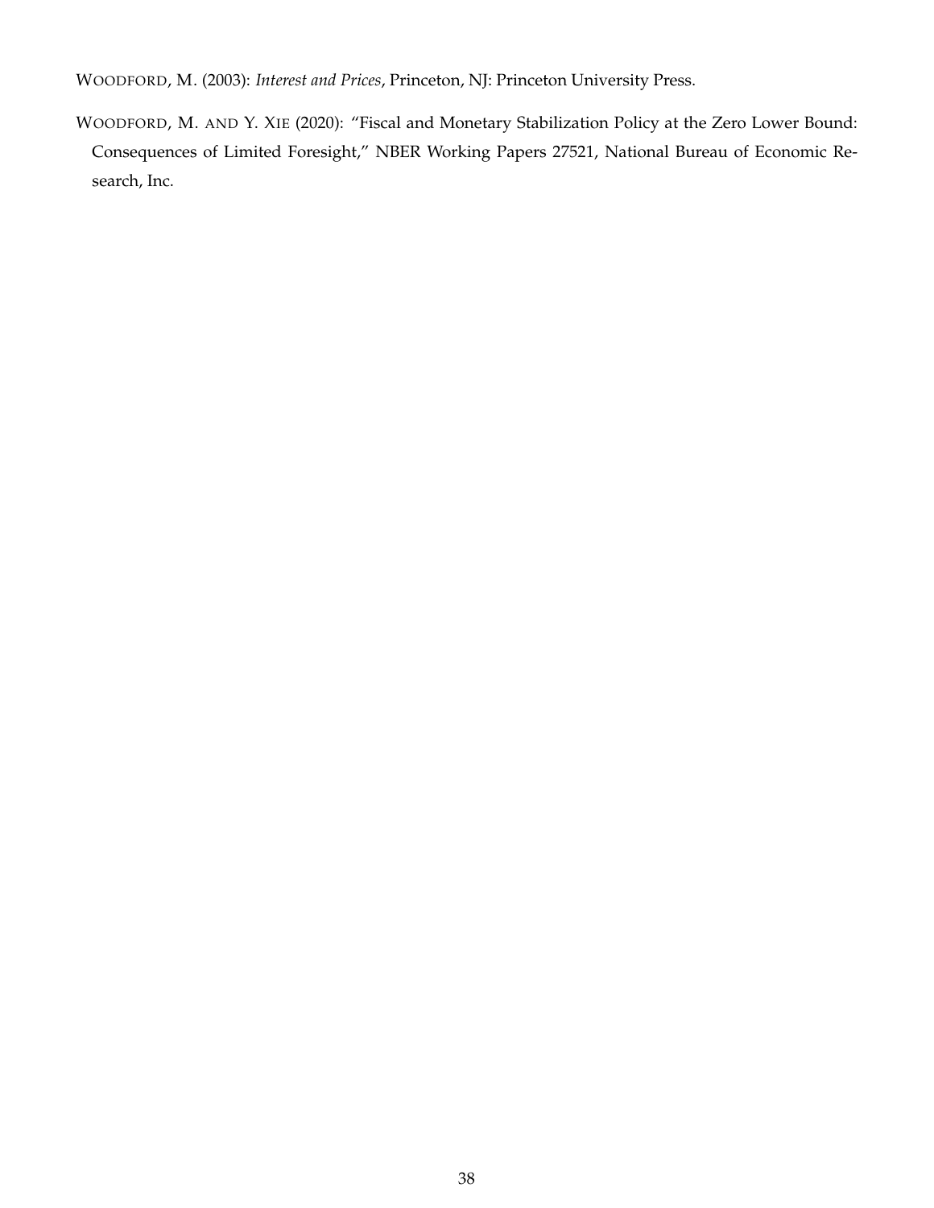WOODFORD, M. (2003): *Interest and Prices*, Princeton, NJ: Princeton University Press.

WOODFORD, M. AND Y. XIE (2020): "Fiscal and Monetary Stabilization Policy at the Zero Lower Bound: Consequences of Limited Foresight," NBER Working Papers 27521, National Bureau of Economic Research, Inc.